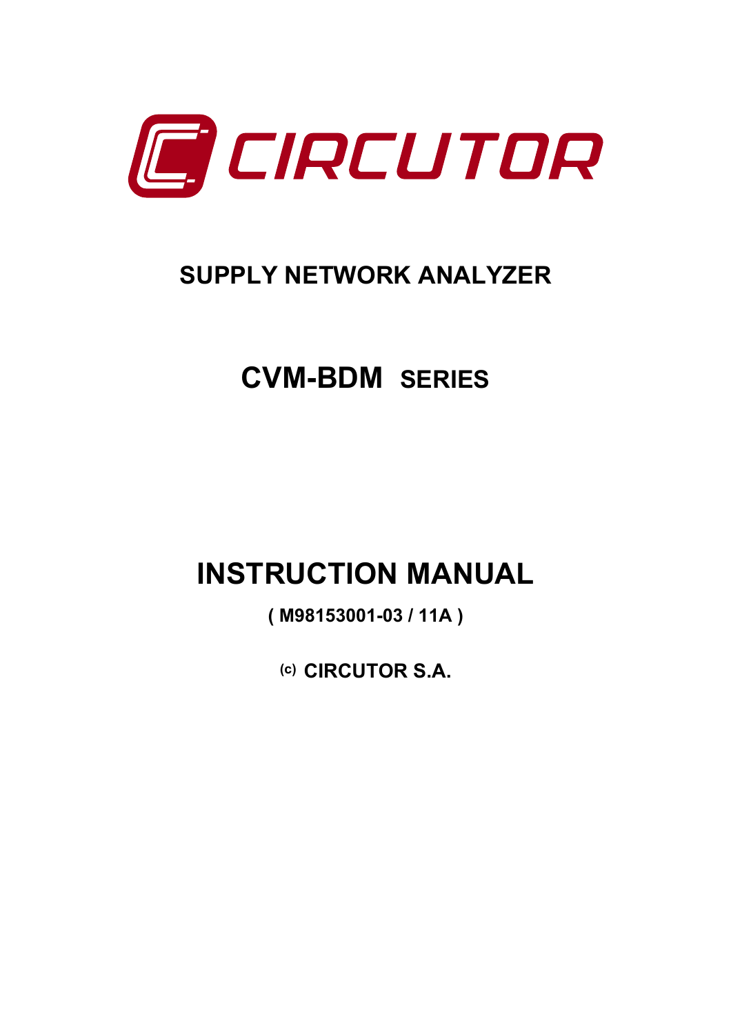# CIRCUTOR

## SUPPLY NETWORK ANALYZER

## CVM-BDM SERIES

# INSTRUCTION MANUAL

**( M98153001-03 / 11A )**

**(c) CIRCUTOR S.A.**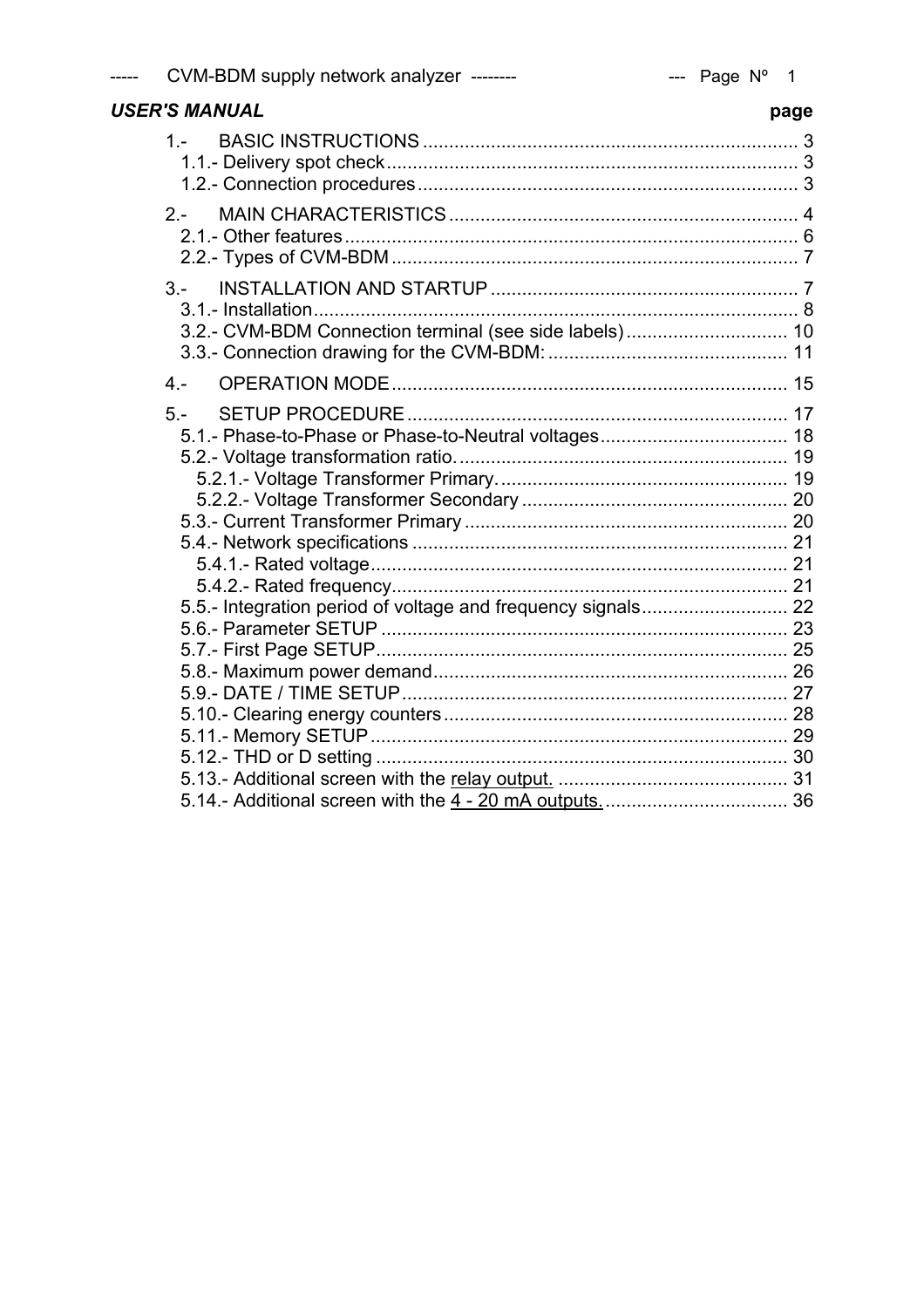***USER'S MANUAL*** **page**

1.- BASIC INSTRUCTIONS ........................................................................ 3
- 1.1.- Delivery spot check ............................................................................... 3
- 1.2.- Connection procedures ......................................................................... 3

2.- MAIN CHARACTERISTICS ................................................................... 4
- 2.1.- Other features ....................................................................................... 6
- 2.2.- Types of CVM-BDM .............................................................................. 7

3.- INSTALLATION AND STARTUP ........................................................... 7
- 3.1.- Installation ............................................................................................. 8
- 3.2.- CVM-BDM Connection terminal (see side labels) ............................... 10
- 3.3.- Connection drawing for the CVM-BDM: .............................................. 11

4.- OPERATION MODE ............................................................................ 15

5.- SETUP PROCEDURE ......................................................................... 17
- 5.1.- Phase-to-Phase or Phase-to-Neutral voltages .................................... 18
- 5.2.- Voltage transformation ratio. ............................................................... 19
  - 5.2.1.- Voltage Transformer Primary. ....................................................... 19
  - 5.2.2.- Voltage Transformer Secondary ................................................... 20
- 5.3.- Current Transformer Primary .............................................................. 20
- 5.4.- Network specifications ........................................................................ 21
  - 5.4.1.- Rated voltage ................................................................................ 21
  - 5.4.2.- Rated frequency ............................................................................ 21
- 5.5.- Integration period of voltage and frequency signals ............................ 22
- 5.6.- Parameter SETUP .............................................................................. 23
- 5.7.- First Page SETUP ............................................................................... 25
- 5.8.- Maximum power demand .................................................................... 26
- 5.9.- DATE / TIME SETUP .......................................................................... 27
- 5.10.- Clearing energy counters .................................................................. 28
- 5.11.- Memory SETUP ................................................................................ 29
- 5.12.- THD or D setting ............................................................................... 30
- 5.13.- Additional screen with the <u>relay output.</u> ............................................ 31
- 5.14.- Additional screen with the <u>4 - 20 mA outputs.</u> .................................... 36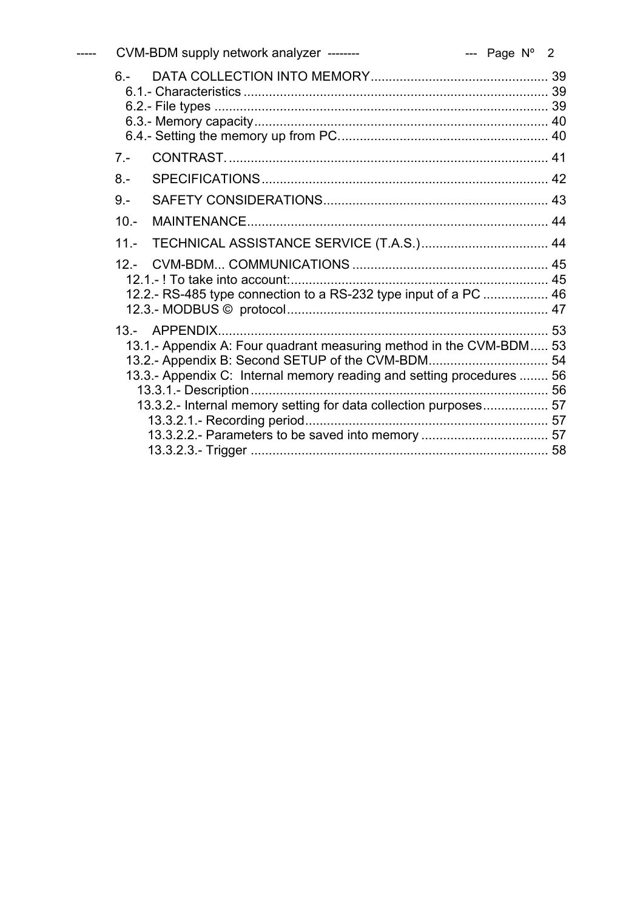6.- DATA COLLECTION INTO MEMORY................................................ 39
- 6.1.- Characteristics ................................................................................... 39
- 6.2.- File types ........................................................................................... 39
- 6.3.- Memory capacity................................................................................ 40
- 6.4.- Setting the memory up from PC......................................................... 40

7.- CONTRAST. ........................................................................................ 41

8.- SPECIFICATIONS.............................................................................. 42

9.- SAFETY CONSIDERATIONS............................................................. 43

10.- MAINTENANCE.................................................................................. 44

11.- TECHNICAL ASSISTANCE SERVICE (T.A.S.).................................. 44

12.- CVM-BDM... COMMUNICATIONS ..................................................... 45
- 12.1.- ! To take into account:...................................................................... 45
- 12.2.- RS-485 type connection to a RS-232 type input of a PC ................. 46
- 12.3.- MODBUS © protocol....................................................................... 47

13.- APPENDIX.......................................................................................... 53
- 13.1.- Appendix A: Four quadrant measuring method in the CVM-BDM..... 53
- 13.2.- Appendix B: Second SETUP of the CVM-BDM................................ 54
- 13.3.- Appendix C: Internal memory reading and setting procedures ........ 56
  - 13.3.1.- Description................................................................................. 56
  - 13.3.2.- Internal memory setting for data collection purposes.................. 57
    - 13.3.2.1.- Recording period.................................................................. 57
    - 13.3.2.2.- Parameters to be saved into memory ................................... 57
    - 13.3.2.3.- Trigger ................................................................................. 58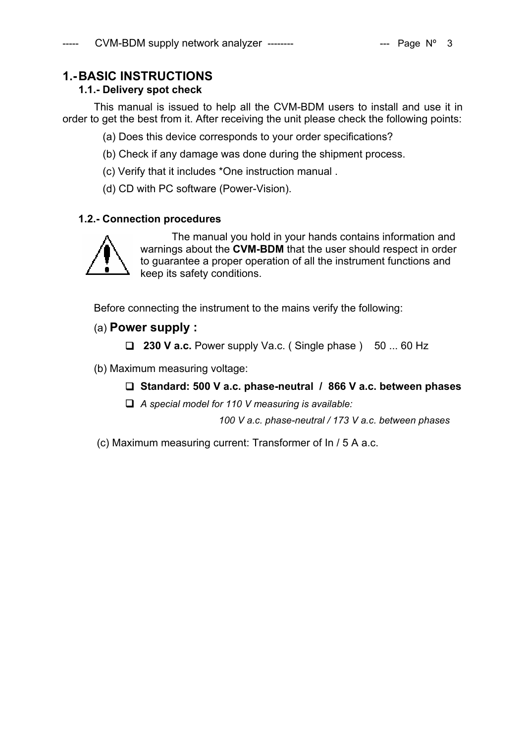# 1.- BASIC INSTRUCTIONS

## 1.1.- Delivery spot check

This manual is issued to help all the CVM-BDM users to install and use it in order to get the best from it. After receiving the unit please check the following points:

(a) Does this device corresponds to your order specifications?

(b) Check if any damage was done during the shipment process.

(c) Verify that it includes *One instruction manual .

(d) CD with PC software (Power-Vision).

## 1.2.- Connection procedures

The manual you hold in your hands contains information and warnings about the **CVM-BDM** that the user should respect in order to guarantee a proper operation of all the instrument functions and keep its safety conditions.

Before connecting the instrument to the mains verify the following:

(a) **Power supply :**

- **230 V a.c.** Power supply Va.c. ( Single phase ) 50 ... 60 Hz

(b) Maximum measuring voltage:

- **Standard: 500 V a.c. phase-neutral / 866 V a.c. between phases**
- *A special model for 110 V measuring is available:*

  *100 V a.c. phase-neutral / 173 V a.c. between phases*

(c) Maximum measuring current: Transformer of In / 5 A a.c.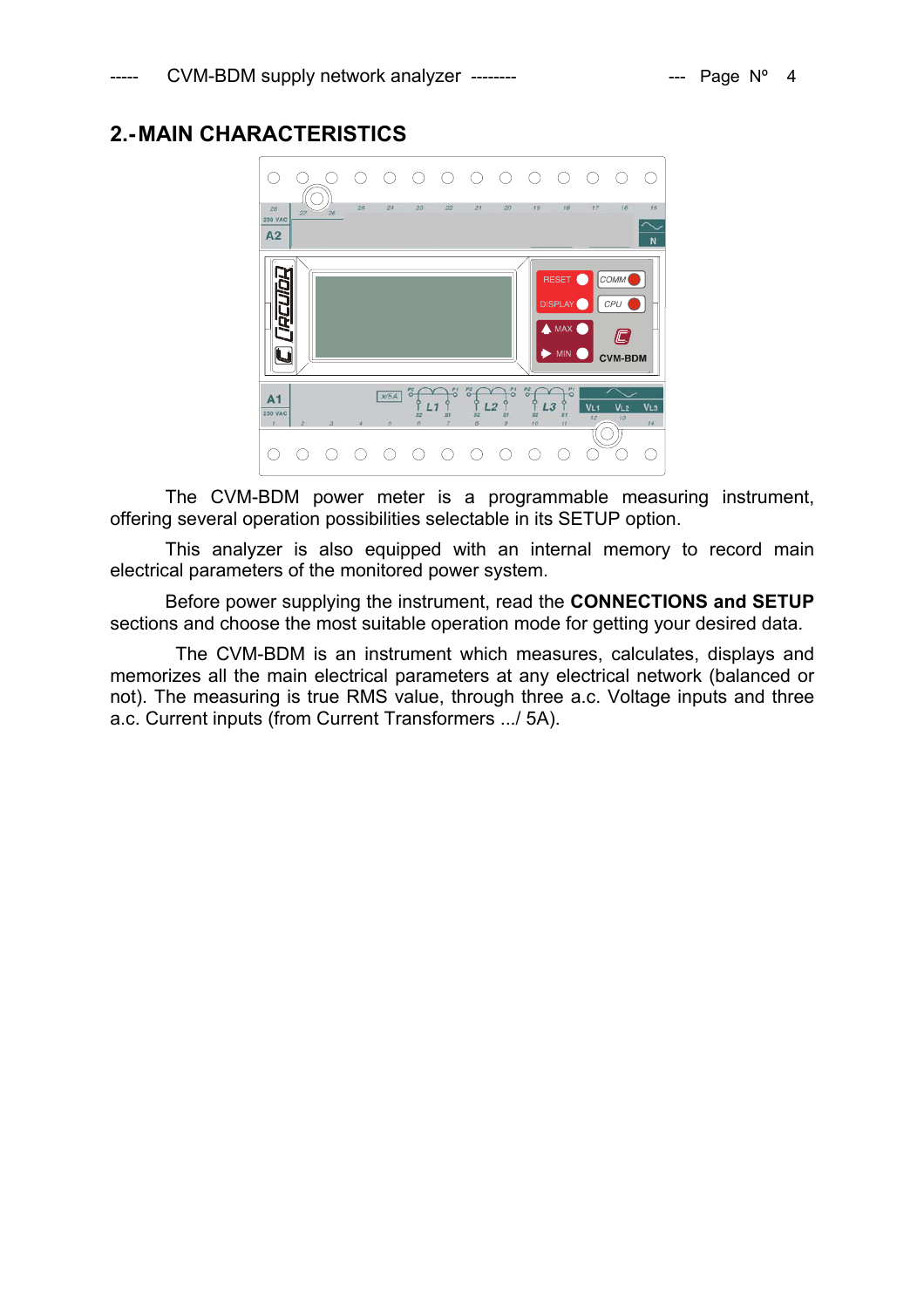## 2.- MAIN CHARACTERISTICS

The CVM-BDM power meter is a programmable measuring instrument, offering several operation possibilities selectable in its SETUP option.

This analyzer is also equipped with an internal memory to record main electrical parameters of the monitored power system.

Before power supplying the instrument, read the **CONNECTIONS and SETUP** sections and choose the most suitable operation mode for getting your desired data.

The CVM-BDM is an instrument which measures, calculates, displays and memorizes all the main electrical parameters at any electrical network (balanced or not). The measuring is true RMS value, through three a.c. Voltage inputs and three a.c. Current inputs (from Current Transformers .../ 5A).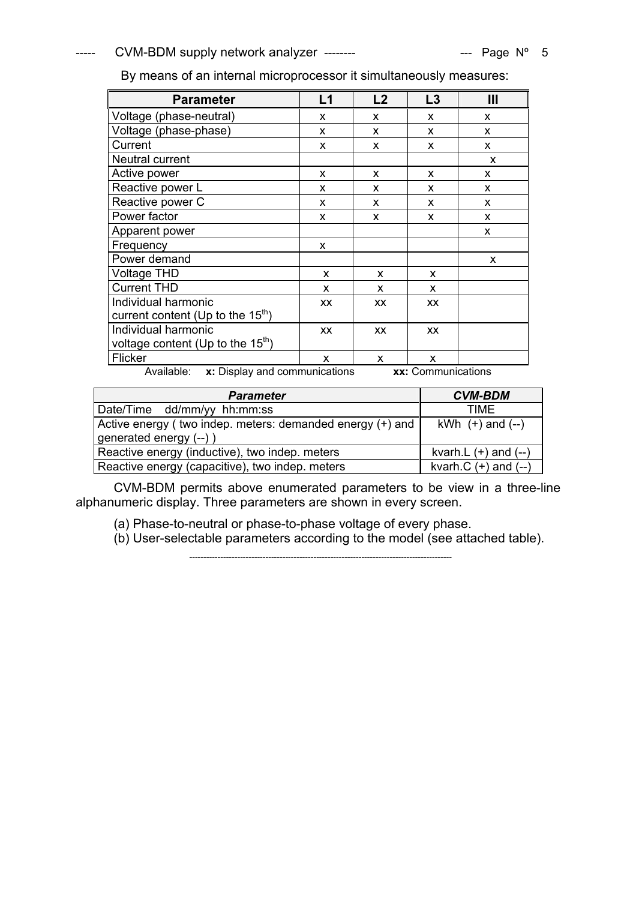By means of an internal microprocessor it simultaneously measures:

| Parameter | L1 | L2 | L3 | III |
|---|---|---|---|---|
| Voltage (phase-neutral) | x | x | x | x |
| Voltage (phase-phase) | x | x | x | x |
| Current | x | x | x | x |
| Neutral current | | | | x |
| Active power | x | x | x | x |
| Reactive power L | x | x | x | x |
| Reactive power C | x | x | x | x |
| Power factor | x | x | x | x |
| Apparent power | | | | x |
| Frequency | x | | | |
| Power demand | | | | x |
| Voltage THD | x | x | x | |
| Current THD | x | x | x | |
| Individual harmonic current content (Up to the 15$^{th}$) | xx | xx | xx | |
| Individual harmonic voltage content (Up to the 15$^{th}$) | xx | xx | xx | |
| Flicker | x | x | x | |

Available: **x:** Display and communications **xx:** Communications

| *Parameter* | *CVM-BDM* |
|---|---|
| Date/Time dd/mm/yy hh:mm:ss | TIME |
| Active energy ( two indep. meters: demanded energy (+) and generated energy (--) ) | kWh (+) and (--) |
| Reactive energy (inductive), two indep. meters | kvarh.L (+) and (--) |
| Reactive energy (capacitive), two indep. meters | kvarh.C (+) and (--) |

CVM-BDM permits above enumerated parameters to be view in a three-line alphanumeric display. Three parameters are shown in every screen.

(a) Phase-to-neutral or phase-to-phase voltage of every phase.

(b) User-selectable parameters according to the model (see attached table).

---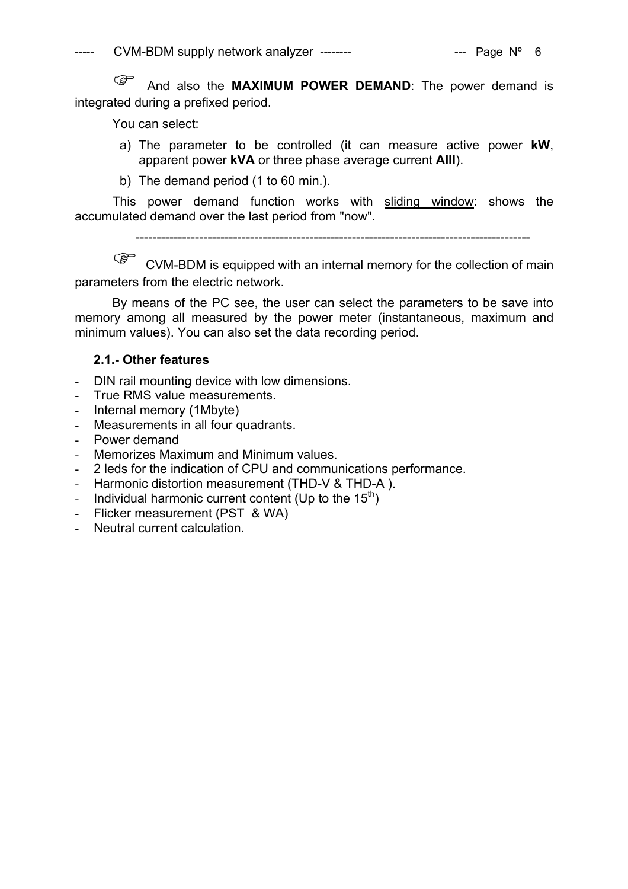☞ And also the **MAXIMUM POWER DEMAND**: The power demand is integrated during a prefixed period.

You can select:

a) The parameter to be controlled (it can measure active power **kW**, apparent power **kVA** or three phase average current **AIII**).
b) The demand period (1 to 60 min.).

This power demand function works with <u>sliding window</u>: shows the accumulated demand over the last period from "now".

---

☞ CVM-BDM is equipped with an internal memory for the collection of main parameters from the electric network.

By means of the PC see, the user can select the parameters to be save into memory among all measured by the power meter (instantaneous, maximum and minimum values). You can also set the data recording period.

### 2.1.- Other features

- DIN rail mounting device with low dimensions.
- True RMS value measurements.
- Internal memory (1Mbyte)
- Measurements in all four quadrants.
- Power demand
- Memorizes Maximum and Minimum values.
- 2 leds for the indication of CPU and communications performance.
- Harmonic distortion measurement (THD-V & THD-A ).
- Individual harmonic current content (Up to the 15$^{th}$)
- Flicker measurement (PST & WA)
- Neutral current calculation.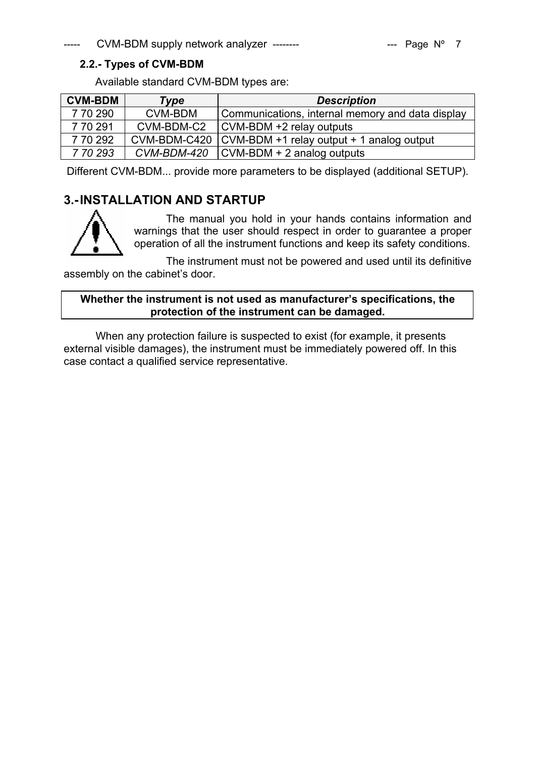### 2.2.- Types of CVM-BDM

Available standard CVM-BDM types are:

| **CVM-BDM** | ***Type*** | ***Description*** |
|---|---|---|
| 7 70 290 | CVM-BDM | Communications, internal memory and data display |
| 7 70 291 | CVM-BDM-C2 | CVM-BDM +2 relay outputs |
| 7 70 292 | CVM-BDM-C420 | CVM-BDM +1 relay output + 1 analog output |
| *7 70 293* | *CVM-BDM-420* | CVM-BDM + 2 analog outputs |

Different CVM-BDM... provide more parameters to be displayed (additional SETUP).

## 3.- INSTALLATION AND STARTUP

The manual you hold in your hands contains information and warnings that the user should respect in order to guarantee a proper operation of all the instrument functions and keep its safety conditions.

The instrument must not be powered and used until its definitive assembly on the cabinet's door.

**Whether the instrument is not used as manufacturer's specifications, the protection of the instrument can be damaged.**

When any protection failure is suspected to exist (for example, it presents external visible damages), the instrument must be immediately powered off. In this case contact a qualified service representative.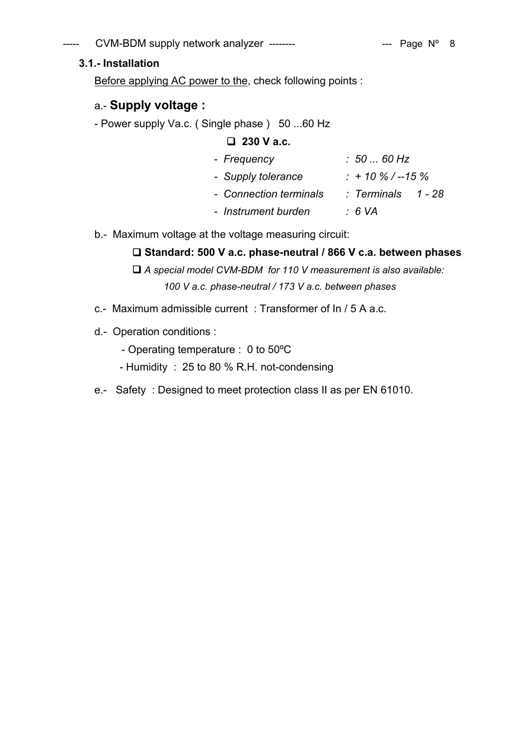### 3.1.- Installation

Before applying AC power to the, check following points :

a.- **Supply voltage :**

- Power supply Va.c. ( Single phase ) 50 ...60 Hz

❑ **230 V a.c.**

- *Frequency : 50 ... 60 Hz*
- *Supply tolerance : + 10 % / --15 %*
- *Connection terminals : Terminals 1 - 28*
- *Instrument burden : 6 VA*

b.- Maximum voltage at the voltage measuring circuit:

❑ **Standard: 500 V a.c. phase-neutral / 866 V c.a. between phases**

❑ *A special model CVM-BDM for 110 V measurement is also available: 100 V a.c. phase-neutral / 173 V a.c. between phases*

c.- Maximum admissible current : Transformer of In / 5 A a.c.

d.- Operation conditions :

- Operating temperature : 0 to 50ºC
- Humidity : 25 to 80 % R.H. not-condensing

e.- Safety : Designed to meet protection class II as per EN 61010.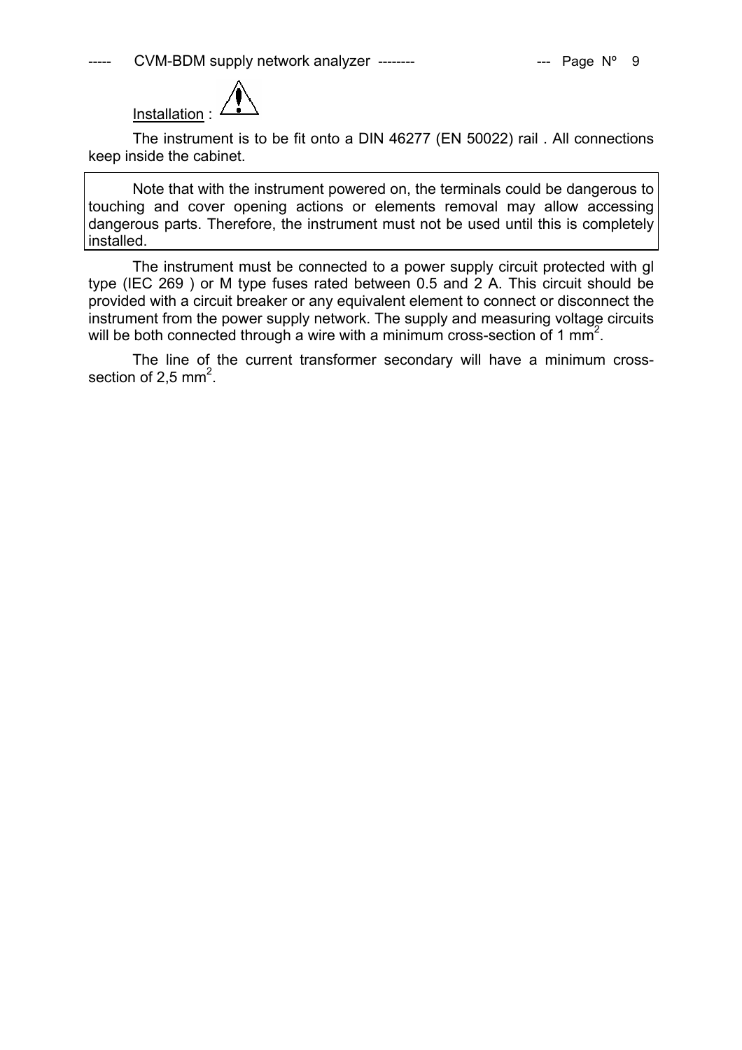Installation : ⚠

The instrument is to be fit onto a DIN 46277 (EN 50022) rail . All connections keep inside the cabinet.

> Note that with the instrument powered on, the terminals could be dangerous to touching and cover opening actions or elements removal may allow accessing dangerous parts. Therefore, the instrument must not be used until this is completely installed.

The instrument must be connected to a power supply circuit protected with gl type (IEC 269 ) or M type fuses rated between 0.5 and 2 A. This circuit should be provided with a circuit breaker or any equivalent element to connect or disconnect the instrument from the power supply network. The supply and measuring voltage circuits will be both connected through a wire with a minimum cross-section of 1 $mm^2$.

The line of the current transformer secondary will have a minimum cross-section of 2,5 $mm^2$.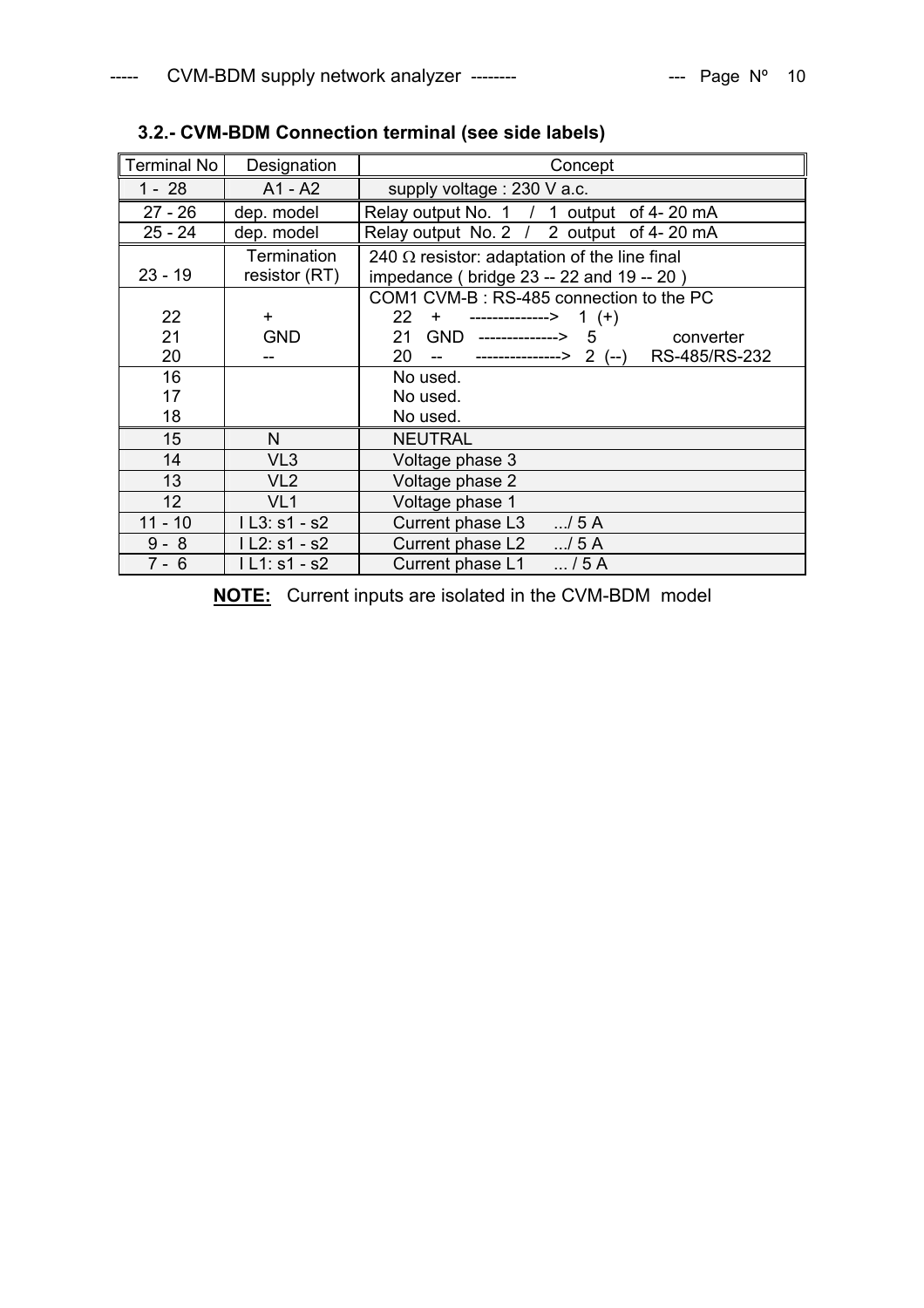### 3.2.- CVM-BDM Connection terminal (see side labels)

| Terminal No | Designation | Concept |
|---|---|---|
| 1 - 28 | A1 - A2 | supply voltage : 230 V a.c. |
| 27 - 26 | dep. model | Relay output No. 1 / 1 output of 4- 20 mA |
| 25 - 24 | dep. model | Relay output No. 2 / 2 output of 4- 20 mA |
| 23 - 19 | Termination resistor (RT) | 240 Ω resistor: adaptation of the line final impedance ( bridge 23 -- 22 and 19 -- 20 ) |
| 22<br>21<br>20 | +<br>GND<br>-- | COM1 CVM-B : RS-485 connection to the PC<br>22 + --------------> 1 (+)<br>21 GND --------------> 5 converter<br>20 -- ---------------> 2 (--) RS-485/RS-232 |
| 16<br>17<br>18 | | No used.<br>No used.<br>No used. |
| 15 | N | NEUTRAL |
| 14 | VL3 | Voltage phase 3 |
| 13 | VL2 | Voltage phase 2 |
| 12 | VL1 | Voltage phase 1 |
| 11 - 10 | I L3: s1 - s2 | Current phase L3 .../ 5 A |
| 9 - 8 | I L2: s1 - s2 | Current phase L2 .../ 5 A |
| 7 - 6 | I L1: s1 - s2 | Current phase L1 ... / 5 A |

**NOTE:** Current inputs are isolated in the CVM-BDM model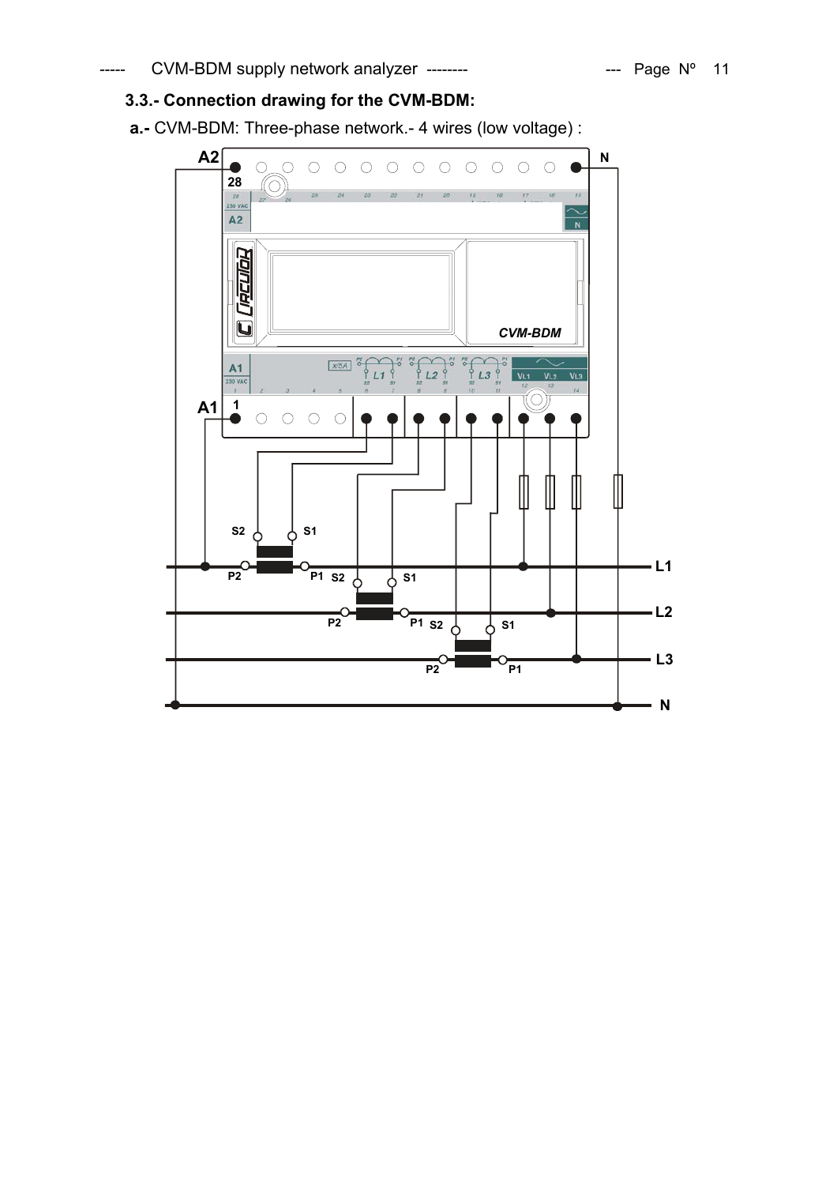### 3.3.- Connection drawing for the CVM-BDM:

**a.-** CVM-BDM: Three-phase network.- 4 wires (low voltage) :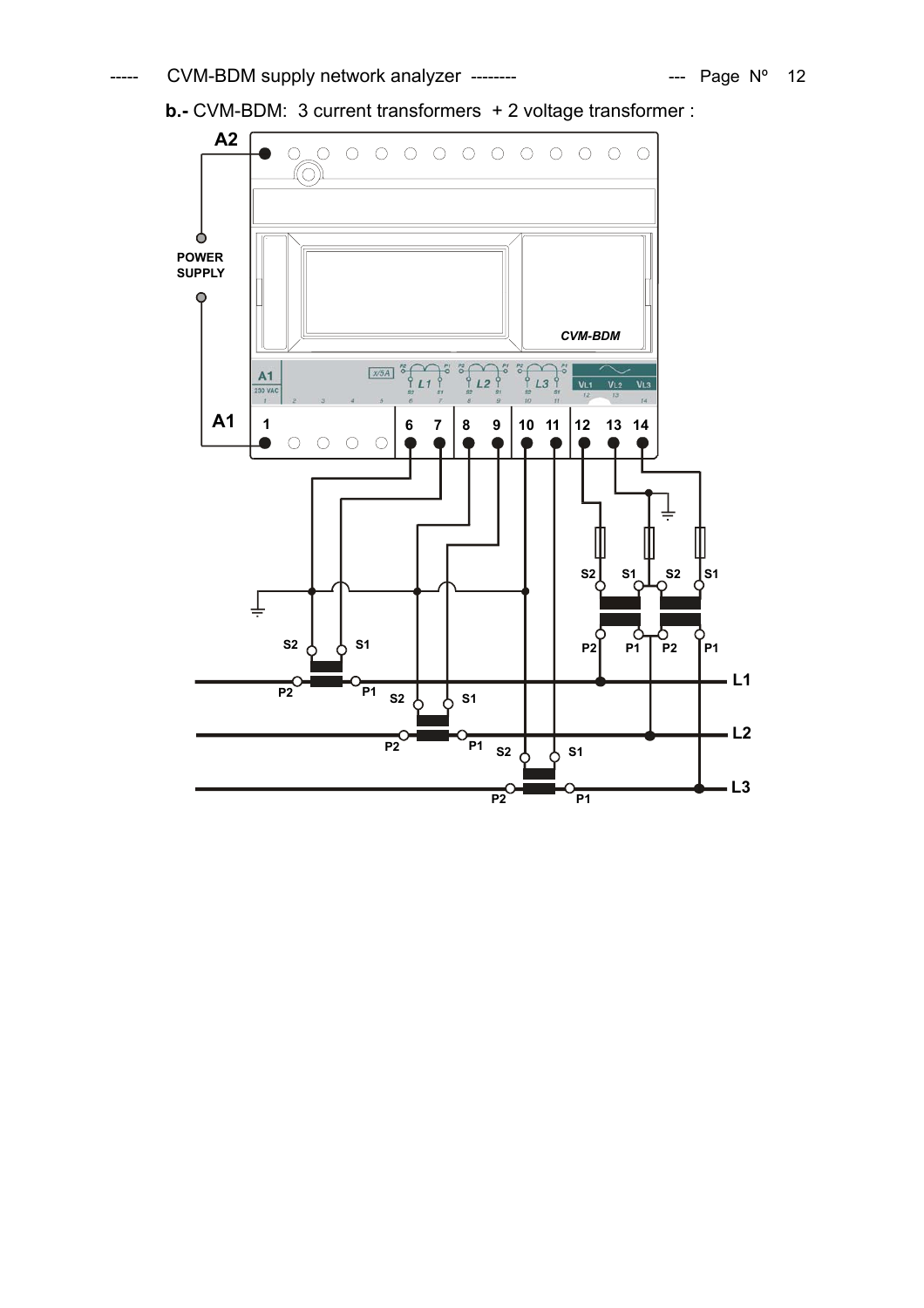**b.-** CVM-BDM: 3 current transformers + 2 voltage transformer :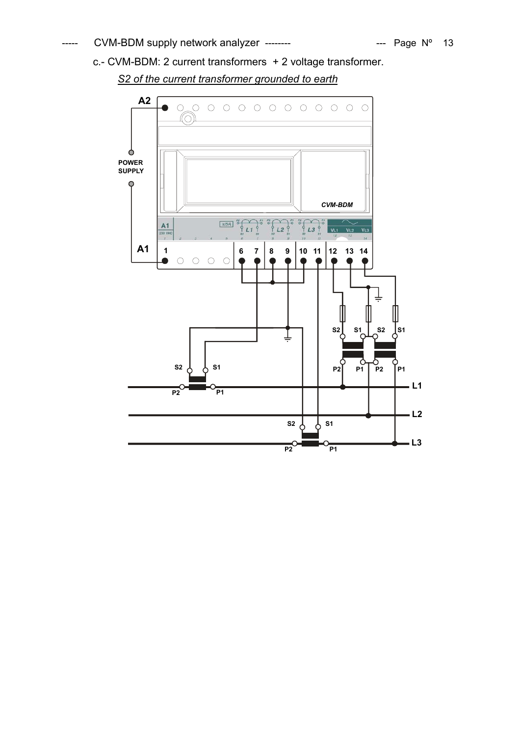c.- CVM-BDM: 2 current transformers + 2 voltage transformer.

*S2 of the current transformer grounded to earth*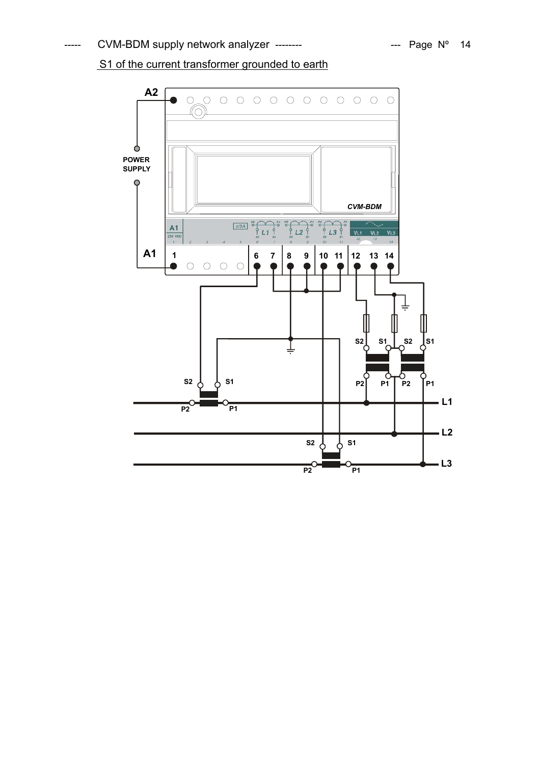S1 of the current transformer grounded to earth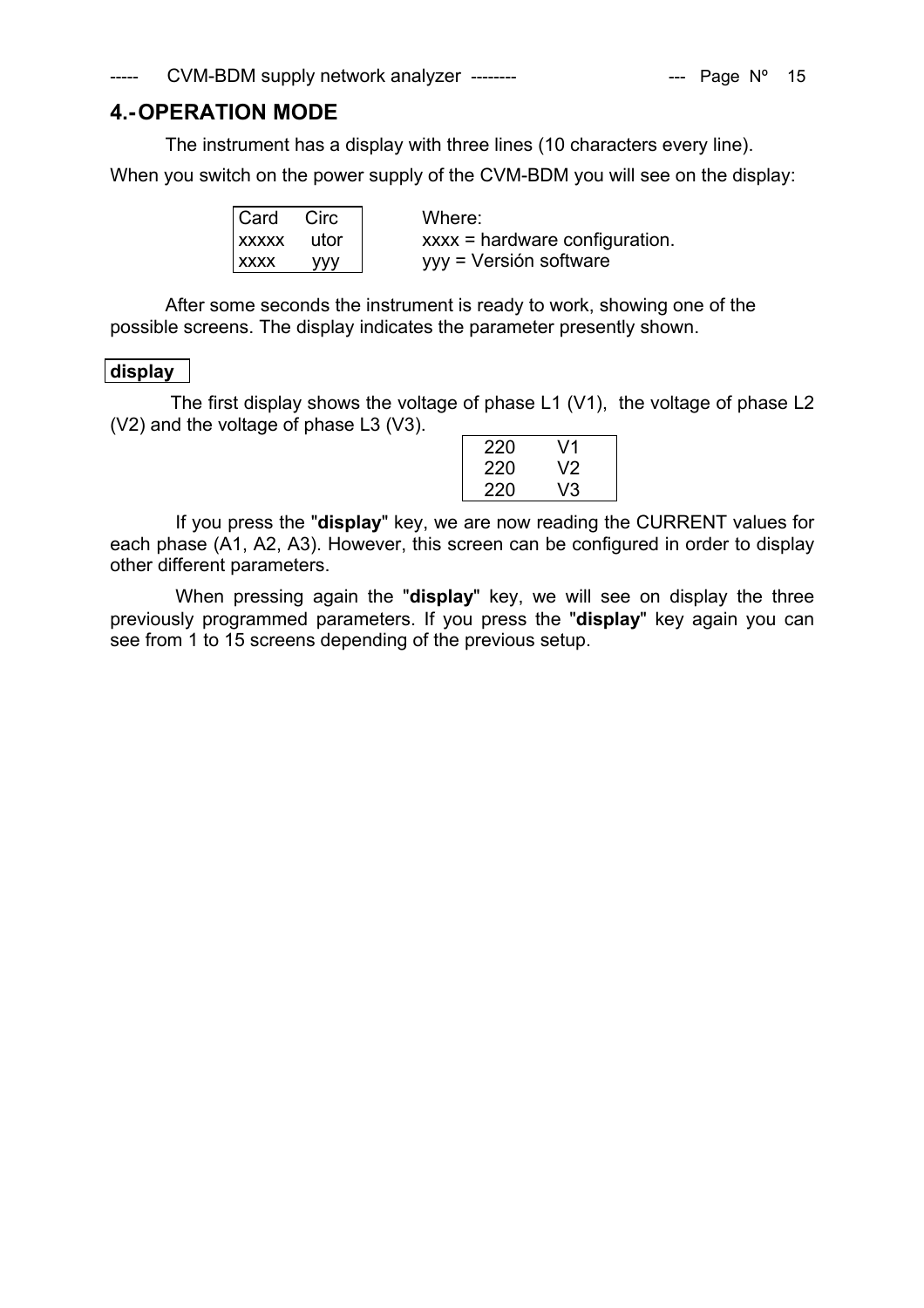## 4.- OPERATION MODE

The instrument has a display with three lines (10 characters every line).

When you switch on the power supply of the CVM-BDM you will see on the display:

```
Card    Circ
xxxxx   utor
xxxx    yyy
```

Where:
xxxx = hardware configuration.
yyy = Versión software

After some seconds the instrument is ready to work, showing one of the possible screens. The display indicates the parameter presently shown.

**display**

The first display shows the voltage of phase L1 (V1), the voltage of phase L2 (V2) and the voltage of phase L3 (V3).

```
220    V1
220    V2
220    V3
```

If you press the "**display**" key, we are now reading the CURRENT values for each phase (A1, A2, A3). However, this screen can be configured in order to display other different parameters.

When pressing again the "**display**" key, we will see on display the three previously programmed parameters. If you press the "**display**" key again you can see from 1 to 15 screens depending of the previous setup.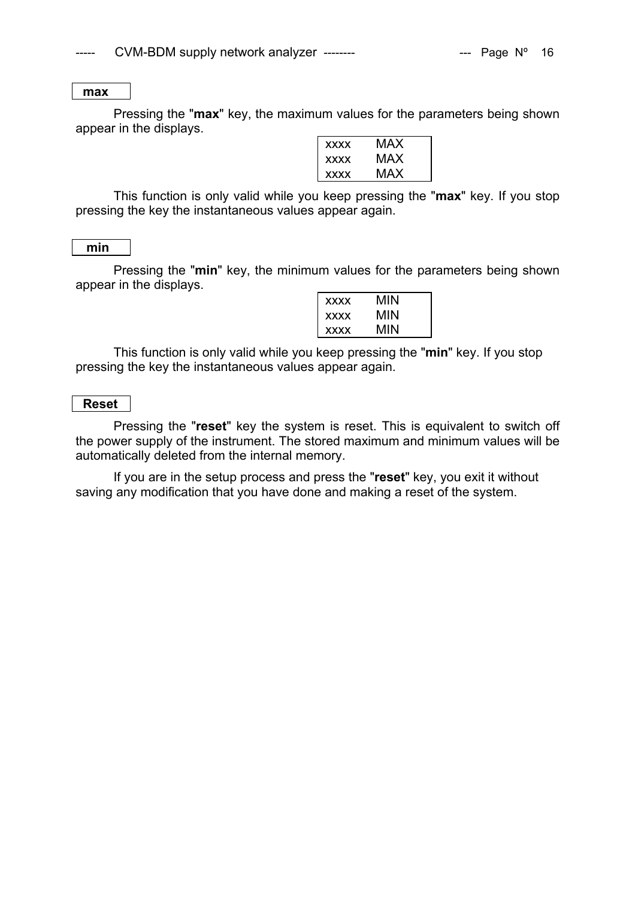**max**

Pressing the "**max**" key, the maximum values for the parameters being shown appear in the displays.

| xxxx | MAX |
|---|---|
| xxxx | MAX |
| xxxx | MAX |

This function is only valid while you keep pressing the "**max**" key. If you stop pressing the key the instantaneous values appear again.

**min**

Pressing the "**min**" key, the minimum values for the parameters being shown appear in the displays.

| xxxx | MIN |
|---|---|
| xxxx | MIN |
| xxxx | MIN |

This function is only valid while you keep pressing the "**min**" key. If you stop pressing the key the instantaneous values appear again.

**Reset**

Pressing the "**reset**" key the system is reset. This is equivalent to switch off the power supply of the instrument. The stored maximum and minimum values will be automatically deleted from the internal memory.

If you are in the setup process and press the "**reset**" key, you exit it without saving any modification that you have done and making a reset of the system.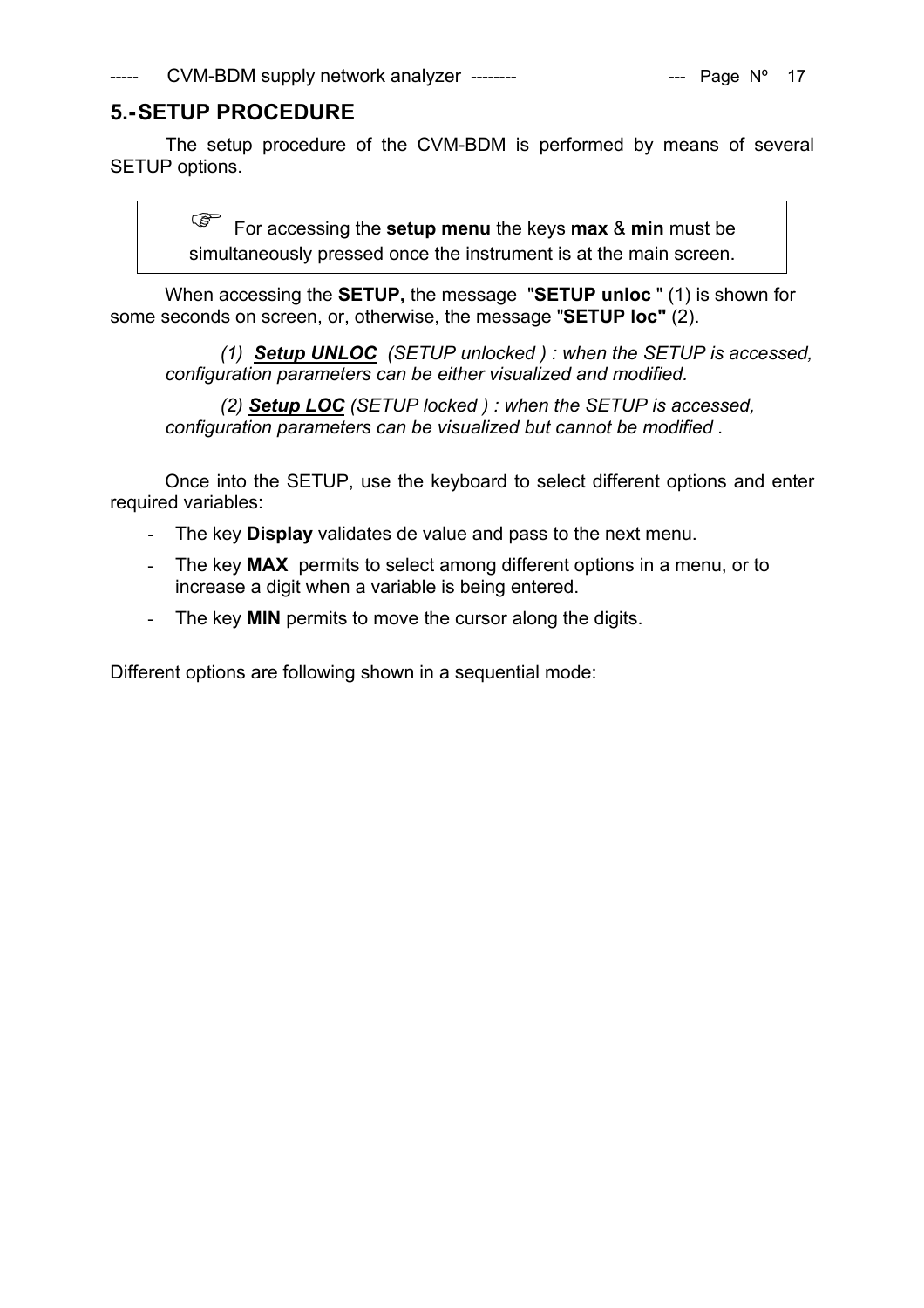## 5.- SETUP PROCEDURE

The setup procedure of the CVM-BDM is performed by means of several SETUP options.

> ☞ For accessing the **setup menu** the keys **max** & **min** must be simultaneously pressed once the instrument is at the main screen.

When accessing the **SETUP,** the message "**SETUP unloc** " (1) is shown for some seconds on screen, or, otherwise, the message "**SETUP loc"** (2).

*(1) **Setup UNLOC** (SETUP unlocked ) : when the SETUP is accessed, configuration parameters can be either visualized and modified.*

*(2) **Setup LOC** (SETUP locked ) : when the SETUP is accessed, configuration parameters can be visualized but cannot be modified .*

Once into the SETUP, use the keyboard to select different options and enter required variables:

- The key **Display** validates de value and pass to the next menu.
- The key **MAX** permits to select among different options in a menu, or to increase a digit when a variable is being entered.
- The key **MIN** permits to move the cursor along the digits.

Different options are following shown in a sequential mode: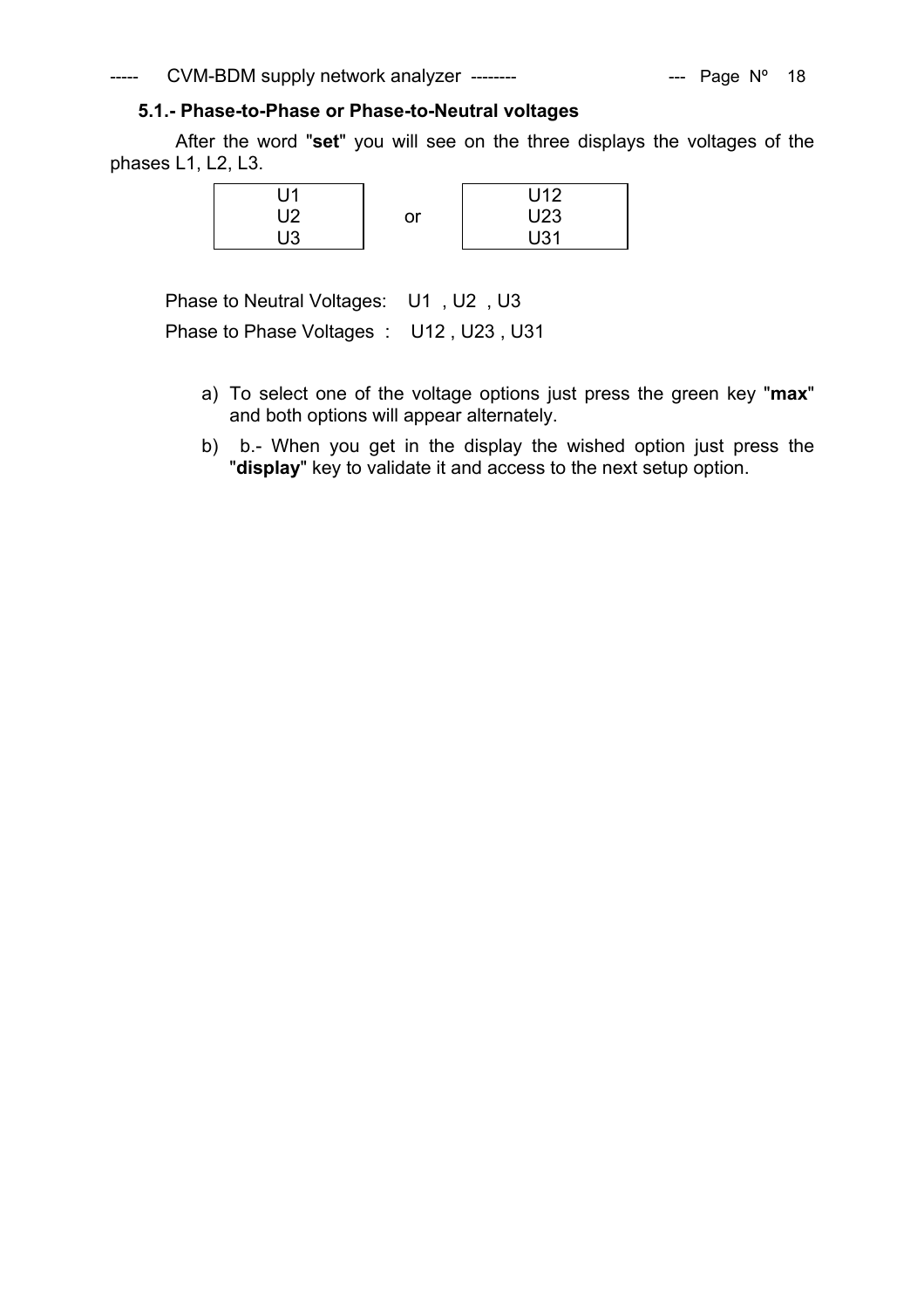### 5.1.- Phase-to-Phase or Phase-to-Neutral voltages

After the word "**set**" you will see on the three displays the voltages of the phases L1, L2, L3.

| U1<br>U2<br>U3 | or | U12<br>U23<br>U31 |
|---|---|---|

Phase to Neutral Voltages: U1 , U2 , U3

Phase to Phase Voltages : U12 , U23 , U31

a) To select one of the voltage options just press the green key "**max**" and both options will appear alternately.

b) b.- When you get in the display the wished option just press the "**display**" key to validate it and access to the next setup option.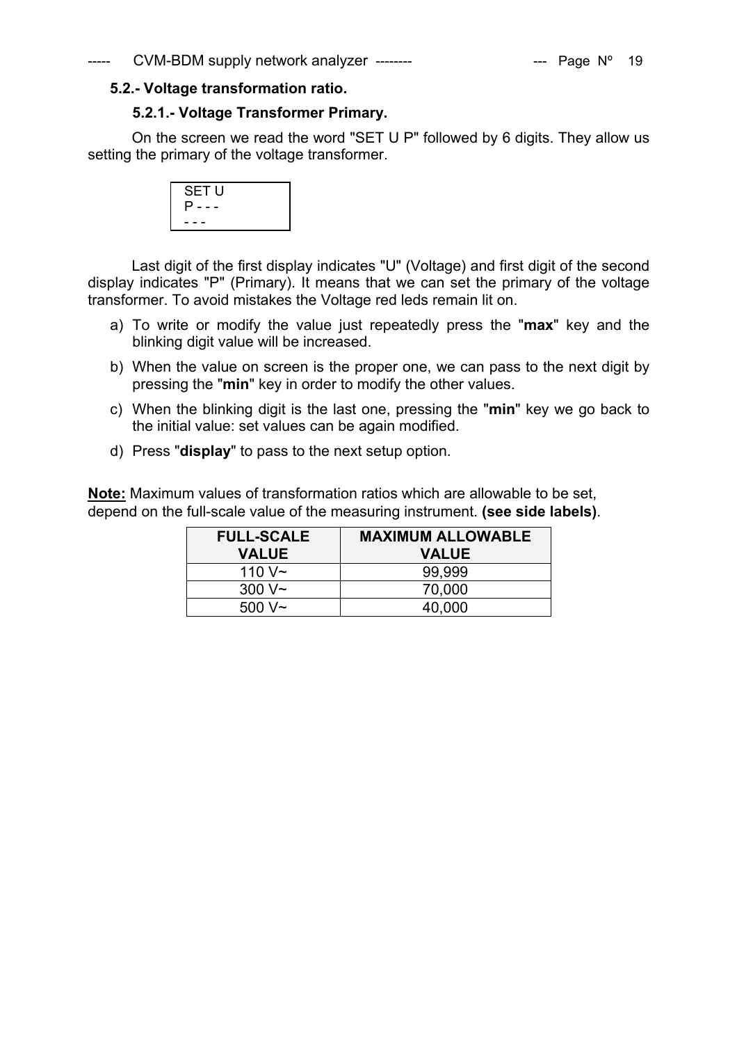## 5.2.- Voltage transformation ratio.

### 5.2.1.- Voltage Transformer Primary.

On the screen we read the word "SET U P" followed by 6 digits. They allow us setting the primary of the voltage transformer.

```
SET U
P - - -
- - -
```

Last digit of the first display indicates "U" (Voltage) and first digit of the second display indicates "P" (Primary). It means that we can set the primary of the voltage transformer. To avoid mistakes the Voltage red leds remain lit on.

a) To write or modify the value just repeatedly press the "**max**" key and the blinking digit value will be increased.

b) When the value on screen is the proper one, we can pass to the next digit by pressing the "**min**" key in order to modify the other values.

c) When the blinking digit is the last one, pressing the "**min**" key we go back to the initial value: set values can be again modified.

d) Press "**display**" to pass to the next setup option.

**Note:** Maximum values of transformation ratios which are allowable to be set, depend on the full-scale value of the measuring instrument. **(see side labels)**.

| FULL-SCALE VALUE | MAXIMUM ALLOWABLE VALUE |
|---|---|
| 110 V~ | 99,999 |
| 300 V~ | 70,000 |
| 500 V~ | 40,000 |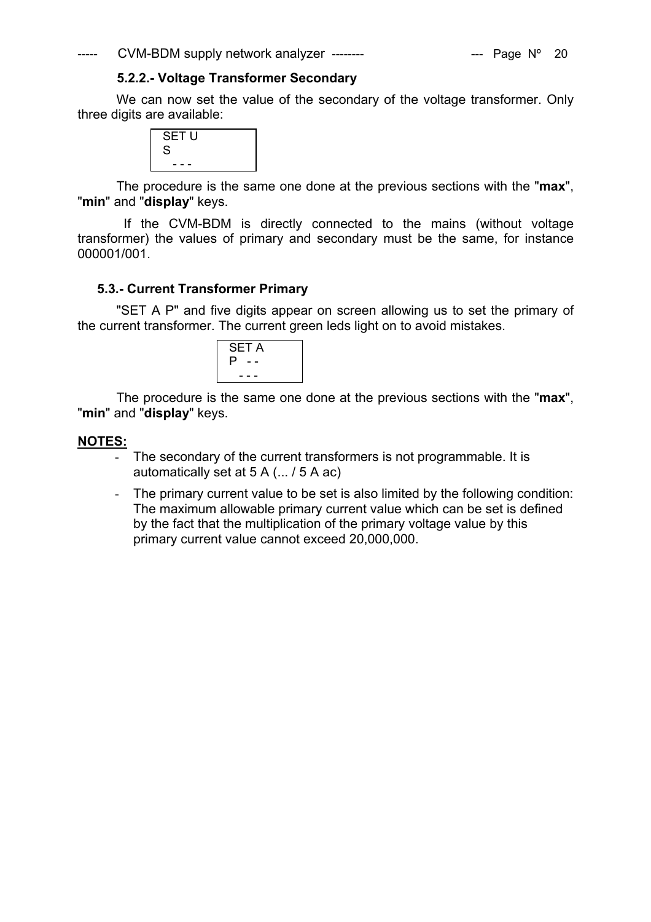### 5.2.2.- Voltage Transformer Secondary

We can now set the value of the secondary of the voltage transformer. Only three digits are available:

```
SET U
S
  - - -
```

The procedure is the same one done at the previous sections with the "**max**", "**min**" and "**display**" keys.

If the CVM-BDM is directly connected to the mains (without voltage transformer) the values of primary and secondary must be the same, for instance 000001/001.

## 5.3.- Current Transformer Primary

"SET A P" and five digits appear on screen allowing us to set the primary of the current transformer. The current green leds light on to avoid mistakes.

```
SET A
P  - -
  - - -
```

The procedure is the same one done at the previous sections with the "**max**", "**min**" and "**display**" keys.

**NOTES:**

- The secondary of the current transformers is not programmable. It is automatically set at 5 A (... / 5 A ac)
- The primary current value to be set is also limited by the following condition: The maximum allowable primary current value which can be set is defined by the fact that the multiplication of the primary voltage value by this primary current value cannot exceed 20,000,000.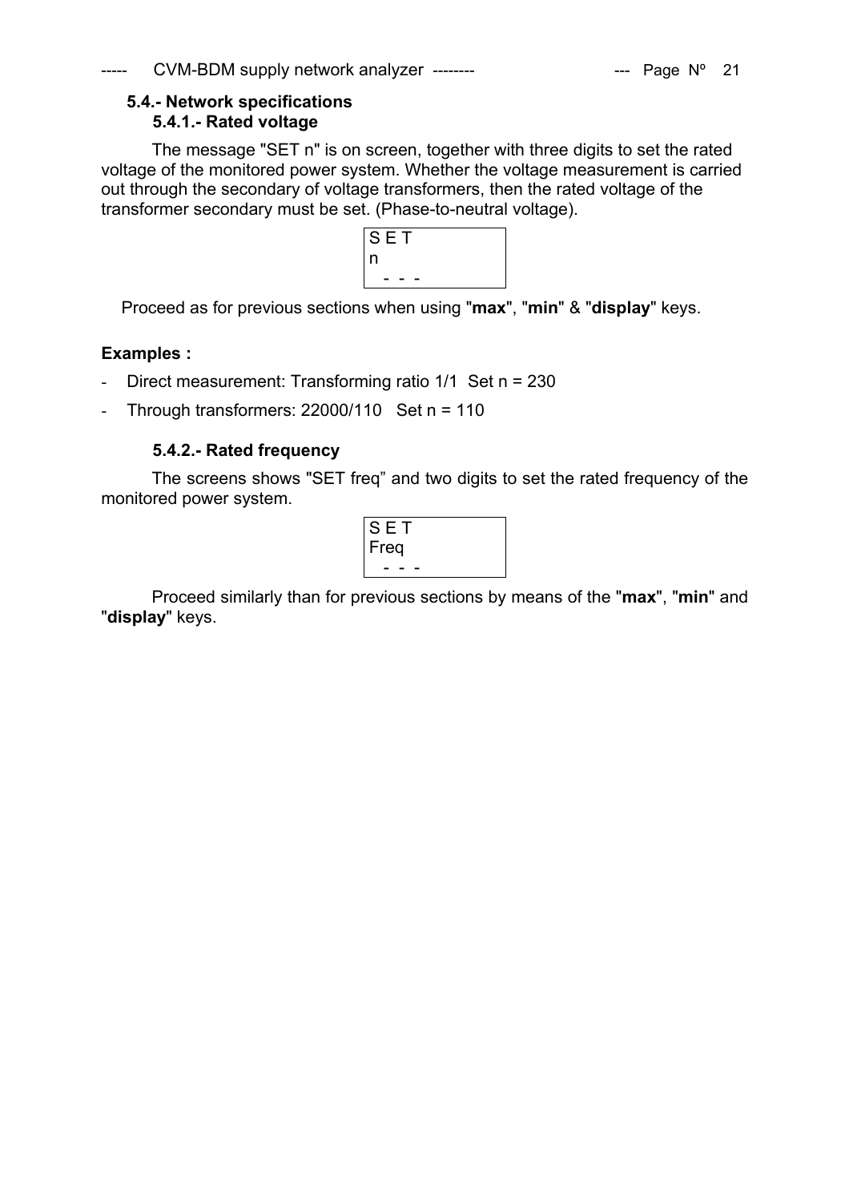## 5.4.- Network specifications

### 5.4.1.- Rated voltage

The message "SET n" is on screen, together with three digits to set the rated voltage of the monitored power system. Whether the voltage measurement is carried out through the secondary of voltage transformers, then the rated voltage of the transformer secondary must be set. (Phase-to-neutral voltage).

```
S E T
n
  - - -
```

Proceed as for previous sections when using "**max**", "**min**" & "**display**" keys.

**Examples :**

- Direct measurement: Transforming ratio 1/1  Set n = 230
- Through transformers: 22000/110   Set n = 110

### 5.4.2.- Rated frequency

The screens shows "SET freq" and two digits to set the rated frequency of the monitored power system.

```
S E T
Freq
  - - -
```

Proceed similarly than for previous sections by means of the "**max**", "**min**" and "**display**" keys.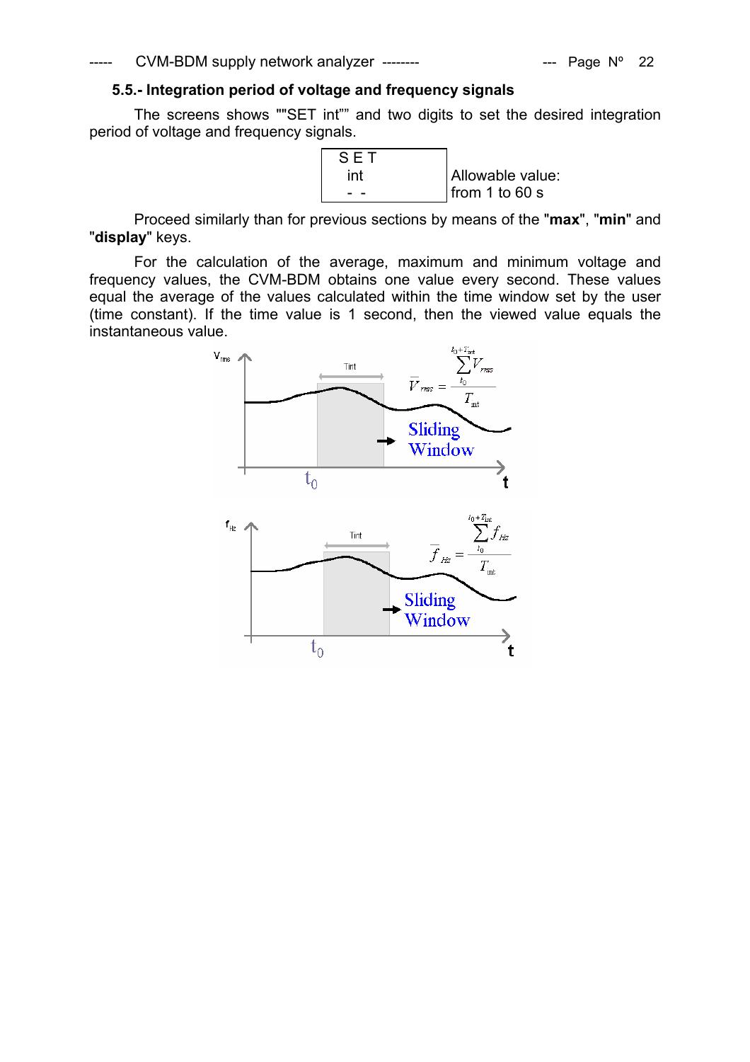### 5.5.- Integration period of voltage and frequency signals

The screens shows ""SET int"" and two digits to set the desired integration period of voltage and frequency signals.

| SET int - - | Allowable value: from 1 to 60 s |
|---|---|

Proceed similarly than for previous sections by means of the "**max**", "**min**" and "**display**" keys.

For the calculation of the average, maximum and minimum voltage and frequency values, the CVM-BDM obtains one value every second. These values equal the average of the values calculated within the time window set by the user (time constant). If the time value is 1 second, then the viewed value equals the instantaneous value.

$$\overline{V}_{rms} = \frac{\sum_{t_0}^{t_0+T_{int}} V_{rms}}{T_{int}}$$

$$\overline{f}_{Hz} = \frac{\sum_{t_0}^{t_0+T_{int}} f_{Hz}}{T_{int}}$$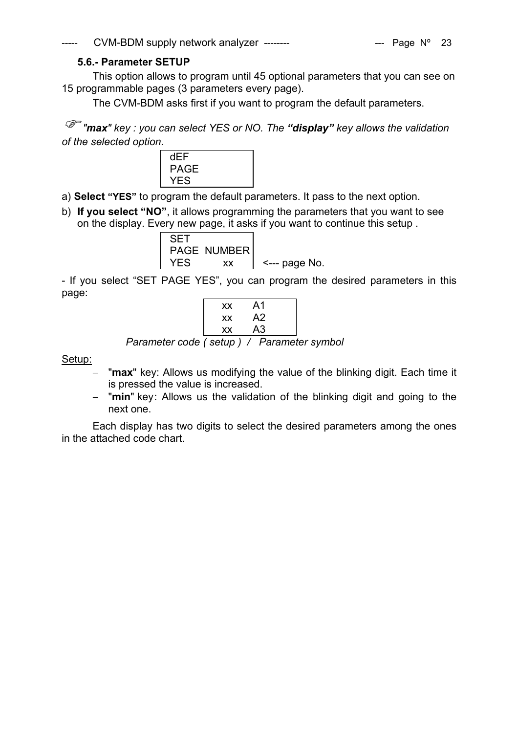### 5.6.- Parameter SETUP

This option allows to program until 45 optional parameters that you can see on 15 programmable pages (3 parameters every page).

The CVM-BDM asks first if you want to program the default parameters.

☞ *"**max**" key : you can select YES or NO. The **"display"** key allows the validation of the selected option.*

```
dEF
PAGE
YES
```

a) **Select "YES"** to program the default parameters. It pass to the next option.

b) **If you select "NO"**, it allows programming the parameters that you want to see on the display. Every new page, it asks if you want to continue this setup .

```
SET
PAGE  NUMBER
YES        xx      <--- page No.
```

- If you select "SET PAGE YES", you can program the desired parameters in this page:

```
xx    A1
xx    A2
xx    A3
```

*Parameter code ( setup ) / Parameter symbol*

<u>Setup:</u>

- "**max**" key: Allows us modifying the value of the blinking digit. Each time it is pressed the value is increased.
- "**min**" key: Allows us the validation of the blinking digit and going to the next one.

Each display has two digits to select the desired parameters among the ones in the attached code chart.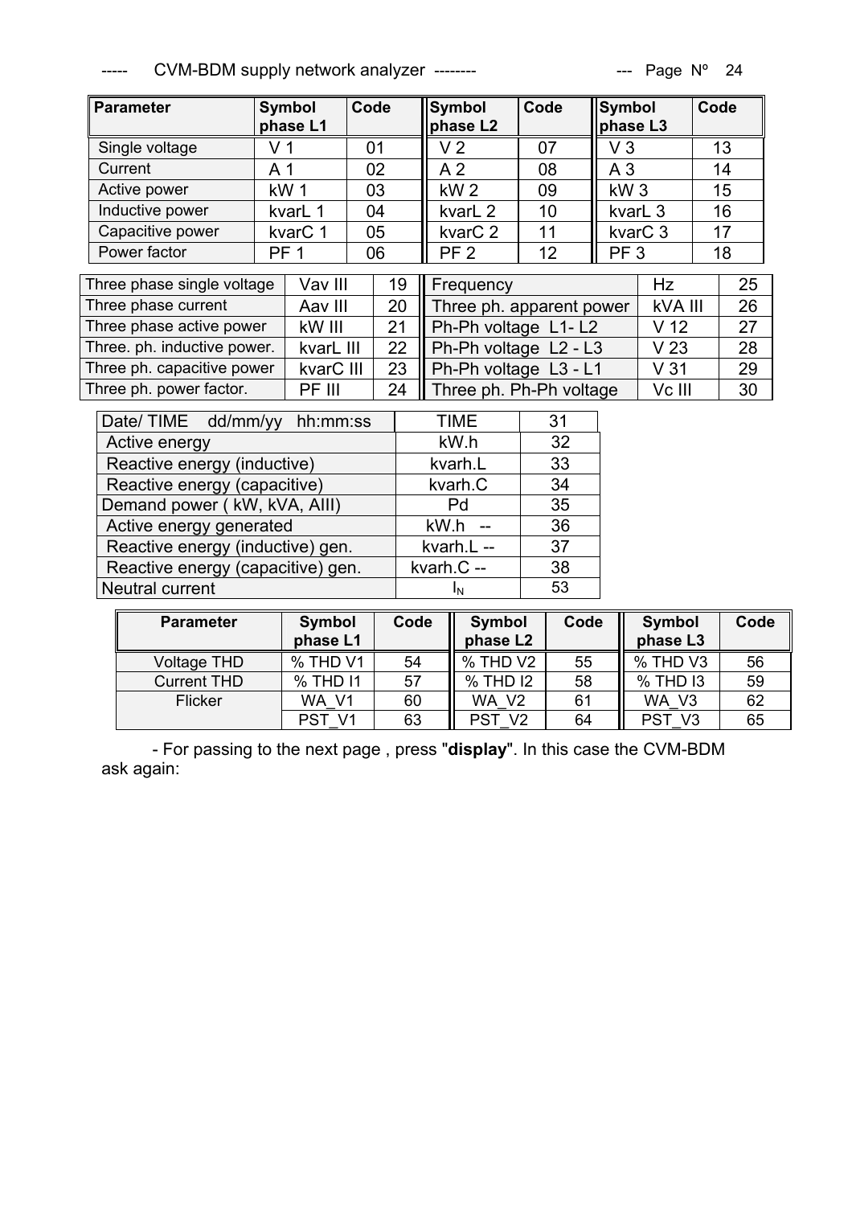| Parameter | Symbol phase L1 | Code | Symbol phase L2 | Code | Symbol phase L3 | Code |
|---|---|---|---|---|---|---|
| Single voltage | V 1 | 01 | V 2 | 07 | V 3 | 13 |
| Current | A 1 | 02 | A 2 | 08 | A 3 | 14 |
| Active power | kW 1 | 03 | kW 2 | 09 | kW 3 | 15 |
| Inductive power | kvarL 1 | 04 | kvarL 2 | 10 | kvarL 3 | 16 |
| Capacitive power | kvarC 1 | 05 | kvarC 2 | 11 | kvarC 3 | 17 |
| Power factor | PF 1 | 06 | PF 2 | 12 | PF 3 | 18 |

| | | | | | |
|---|---|---|---|---|---|
| Three phase single voltage | Vav III | 19 | Frequency | Hz | 25 |
| Three phase current | Aav III | 20 | Three ph. apparent power | kVA III | 26 |
| Three phase active power | kW III | 21 | Ph-Ph voltage L1- L2 | V 12 | 27 |
| Three. ph. inductive power. | kvarL III | 22 | Ph-Ph voltage L2 - L3 | V 23 | 28 |
| Three ph. capacitive power | kvarC III | 23 | Ph-Ph voltage L3 - L1 | V 31 | 29 |
| Three ph. power factor. | PF III | 24 | Three ph. Ph-Ph voltage | Vc III | 30 |

| | | |
|---|---|---|
| Date/ TIME dd/mm/yy hh:mm:ss | TIME | 31 |
| Active energy | kW.h | 32 |
| Reactive energy (inductive) | kvarh.L | 33 |
| Reactive energy (capacitive) | kvarh.C | 34 |
| Demand power ( kW, kVA, AIII) | Pd | 35 |
| Active energy generated | kW.h -- | 36 |
| Reactive energy (inductive) gen. | kvarh.L -- | 37 |
| Reactive energy (capacitive) gen. | kvarh.C -- | 38 |
| Neutral current | $I_N$ | 53 |

| Parameter | Symbol phase L1 | Code | Symbol phase L2 | Code | Symbol phase L3 | Code |
|---|---|---|---|---|---|---|
| Voltage THD | % THD V1 | 54 | % THD V2 | 55 | % THD V3 | 56 |
| Current THD | % THD I1 | 57 | % THD I2 | 58 | % THD I3 | 59 |
| Flicker | WA_V1 | 60 | WA_V2 | 61 | WA_V3 | 62 |
| | PST_V1 | 63 | PST_V2 | 64 | PST_V3 | 65 |

- For passing to the next page , press "**display**". In this case the CVM-BDM ask again: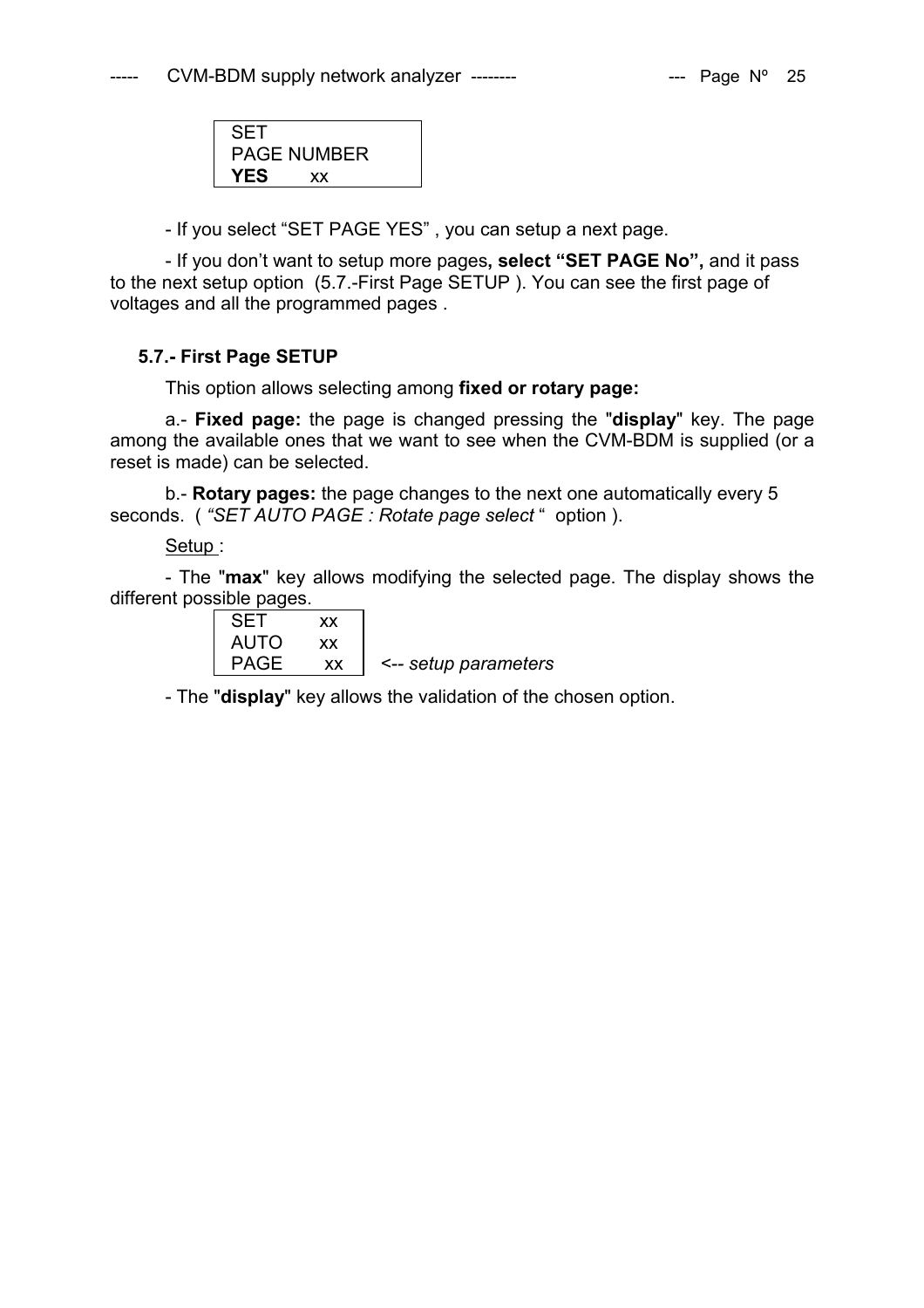```
SET
PAGE NUMBER
YES      xx
```

- If you select “SET PAGE YES” , you can setup a next page.

- If you don’t want to setup more pages**, select “SET PAGE No”,** and it pass to the next setup option (5.7.-First Page SETUP ). You can see the first page of voltages and all the programmed pages .

### 5.7.- First Page SETUP

This option allows selecting among **fixed or rotary page:**

a.- **Fixed page:** the page is changed pressing the "**display**" key. The page among the available ones that we want to see when the CVM-BDM is supplied (or a reset is made) can be selected.

b.- **Rotary pages:** the page changes to the next one automatically every 5 seconds. ( *“SET AUTO PAGE : Rotate page select* “ option ).

Setup :

- The "**max**" key allows modifying the selected page. The display shows the different possible pages.

```
SET      xx
AUTO     xx
PAGE     xx     <-- setup parameters
```

- The "**display**" key allows the validation of the chosen option.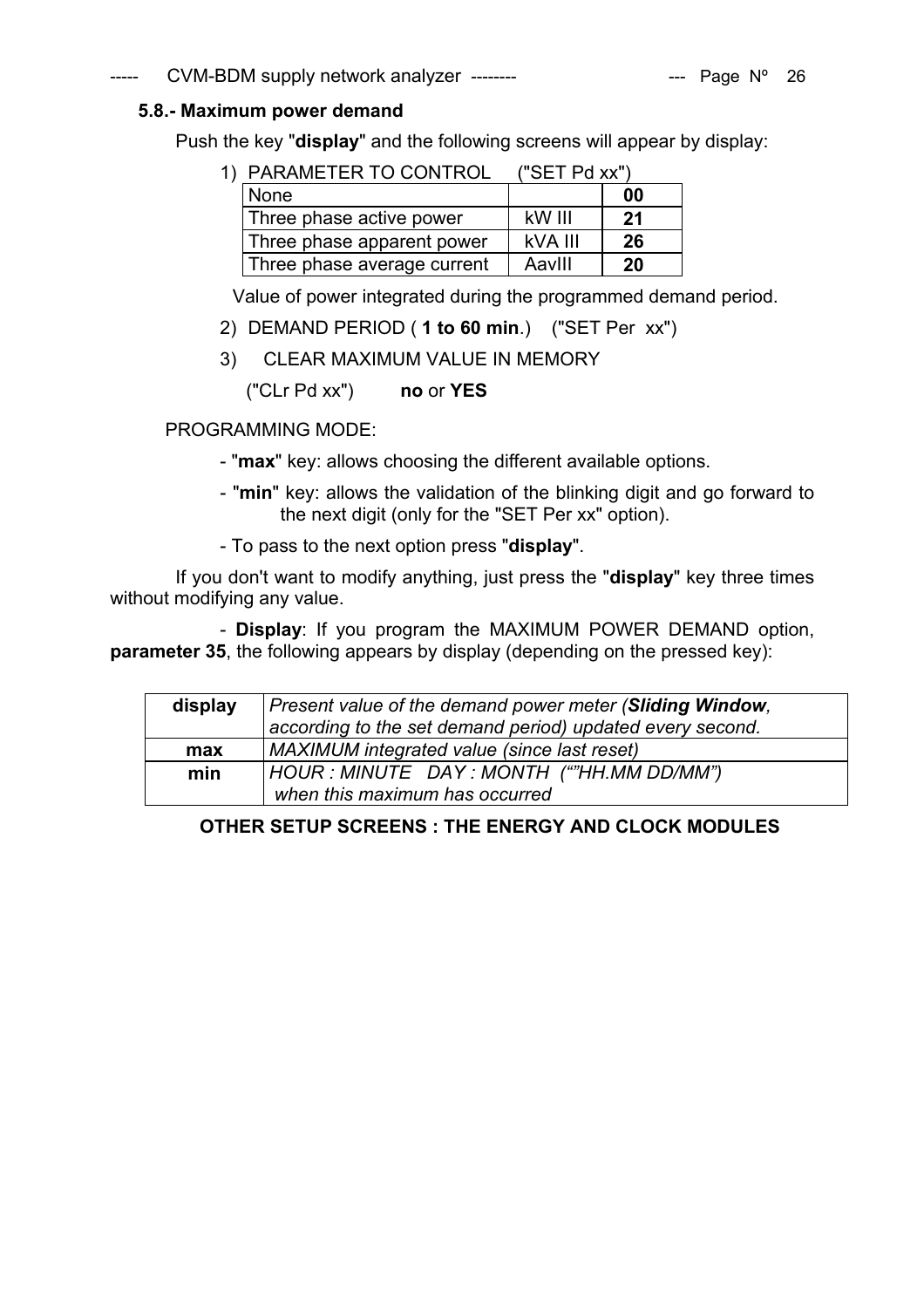### 5.8.- Maximum power demand

Push the key "**display**" and the following screens will appear by display:

1) PARAMETER TO CONTROL ("SET Pd xx")

| None | | **00** |
|---|---|---|
| Three phase active power | kW III | **21** |
| Three phase apparent power | kVA III | **26** |
| Three phase average current | AavIII | **20** |

Value of power integrated during the programmed demand period.

2) DEMAND PERIOD ( **1 to 60 min**.) ("SET Per xx")

3) CLEAR MAXIMUM VALUE IN MEMORY

("CLr Pd xx") **no** or **YES**

PROGRAMMING MODE:

- "**max**" key: allows choosing the different available options.
- "**min**" key: allows the validation of the blinking digit and go forward to the next digit (only for the "SET Per xx" option).
- To pass to the next option press "**display**".

If you don't want to modify anything, just press the "**display**" key three times without modifying any value.

- **Display**: If you program the MAXIMUM POWER DEMAND option, **parameter 35**, the following appears by display (depending on the pressed key):

| **display** | *Present value of the demand power meter (**Sliding Window**, according to the set demand period) updated every second.* |
|---|---|
| **max** | *MAXIMUM integrated value (since last reset)* |
| **min** | *HOUR : MINUTE DAY : MONTH (""HH.MM DD/MM") when this maximum has occurred* |

**OTHER SETUP SCREENS : THE ENERGY AND CLOCK MODULES**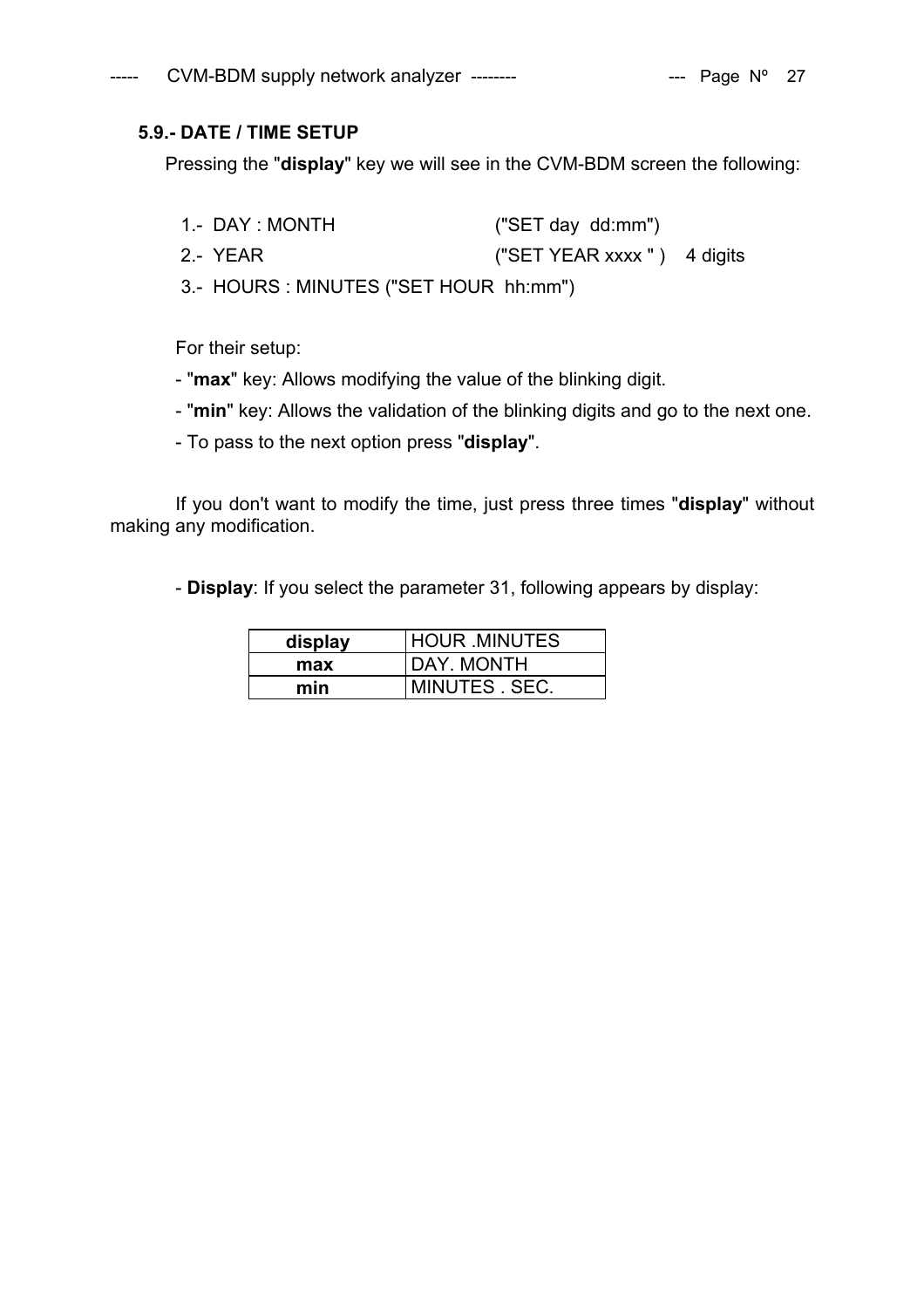### 5.9.- DATE / TIME SETUP

Pressing the "**display**" key we will see in the CVM-BDM screen the following:

1.- DAY : MONTH ("SET day dd:mm")

2.- YEAR ("SET YEAR xxxx " ) 4 digits

3.- HOURS : MINUTES ("SET HOUR hh:mm")

For their setup:

- "**max**" key: Allows modifying the value of the blinking digit.
- "**min**" key: Allows the validation of the blinking digits and go to the next one.
- To pass to the next option press "**display**".

If you don't want to modify the time, just press three times "**display**" without making any modification.

- **Display**: If you select the parameter 31, following appears by display:

| **display** | HOUR .MINUTES |
|---|---|
| **max** | DAY. MONTH |
| **min** | MINUTES . SEC. |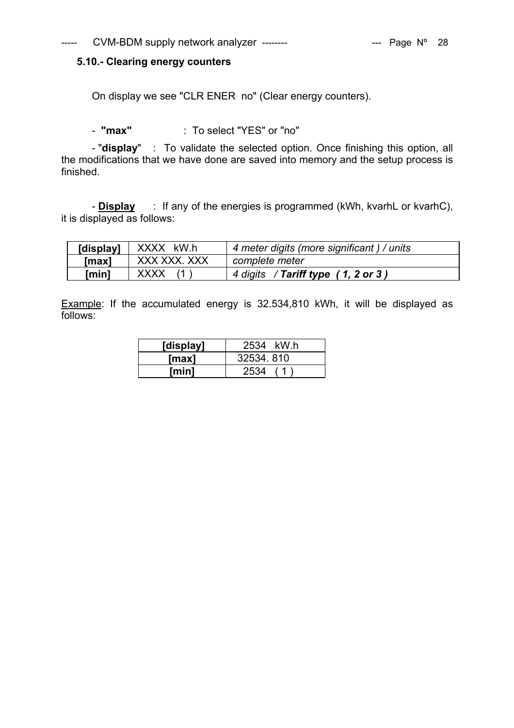### 5.10.- Clearing energy counters

On display we see "CLR ENER no" (Clear energy counters).

- **"max"** : To select "YES" or "no"

- "**display**" : To validate the selected option. Once finishing this option, all the modifications that we have done are saved into memory and the setup process is finished.

- **<u>Display</u>** : If any of the energies is programmed (kWh, kvarhL or kvarhC), it is displayed as follows:

| **[display]** | XXXX kW.h | *4 meter digits (more significant ) / units* |
|---|---|---|
| **[max]** | XXX XXX. XXX | *complete meter* |
| **[min]** | XXXX (1 ) | *4 digits / **Tariff type ( 1, 2 or 3 )*** |

<u>Example</u>: If the accumulated energy is 32.534,810 kWh, it will be displayed as follows:

| **[display]** | 2534 kW.h |
|---|---|
| **[max]** | 32534. 810 |
| **[min]** | 2534 ( 1 ) |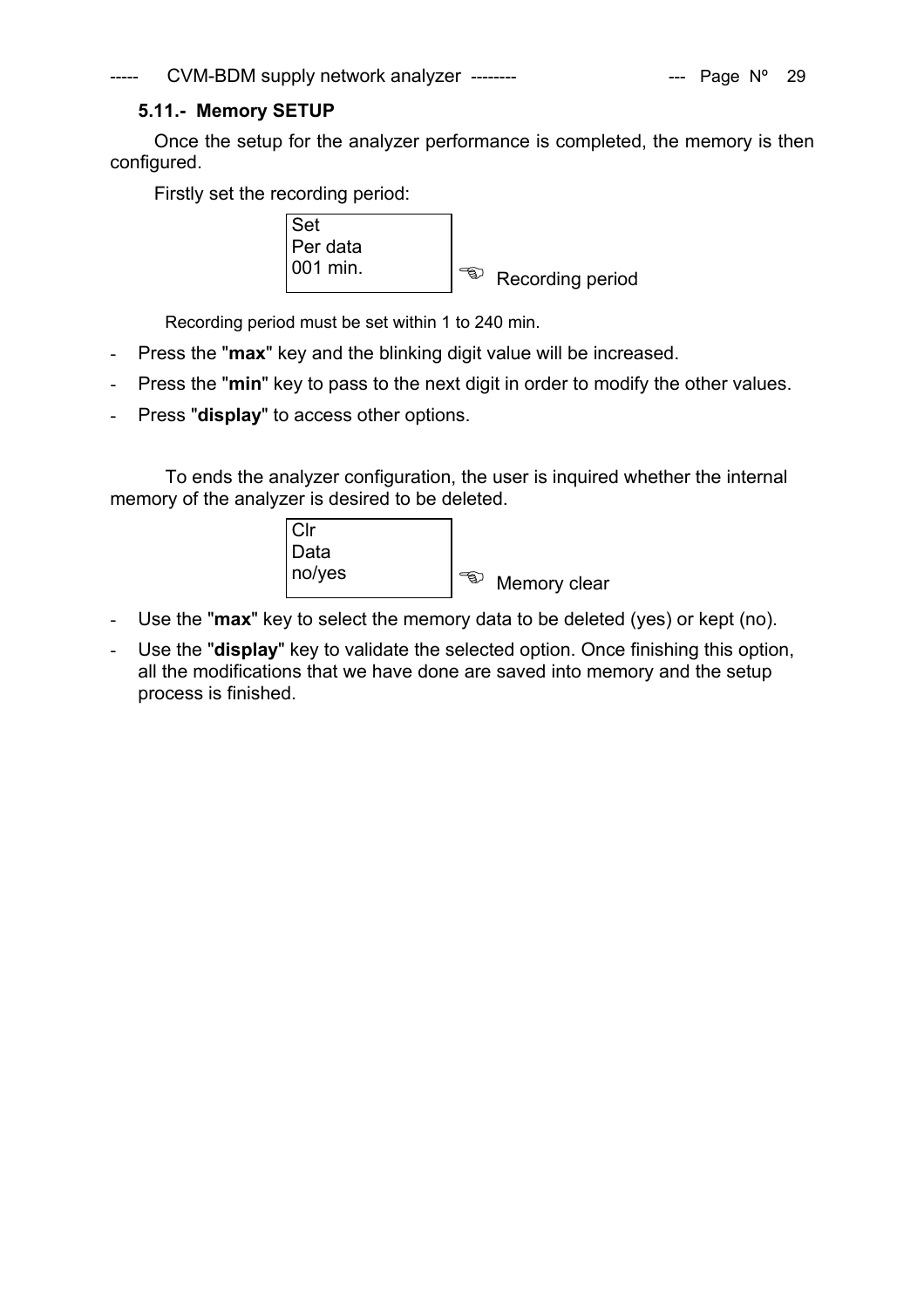### 5.11.- Memory SETUP

Once the setup for the analyzer performance is completed, the memory is then configured.

Firstly set the recording period:

```
Set
Per data
001 min.
```

☞ Recording period

Recording period must be set within 1 to 240 min.

- Press the "**max**" key and the blinking digit value will be increased.
- Press the "**min**" key to pass to the next digit in order to modify the other values.
- Press "**display**" to access other options.

To ends the analyzer configuration, the user is inquired whether the internal memory of the analyzer is desired to be deleted.

```
Clr
Data
no/yes
```

☞ Memory clear

- Use the "**max**" key to select the memory data to be deleted (yes) or kept (no).
- Use the "**display**" key to validate the selected option. Once finishing this option, all the modifications that we have done are saved into memory and the setup process is finished.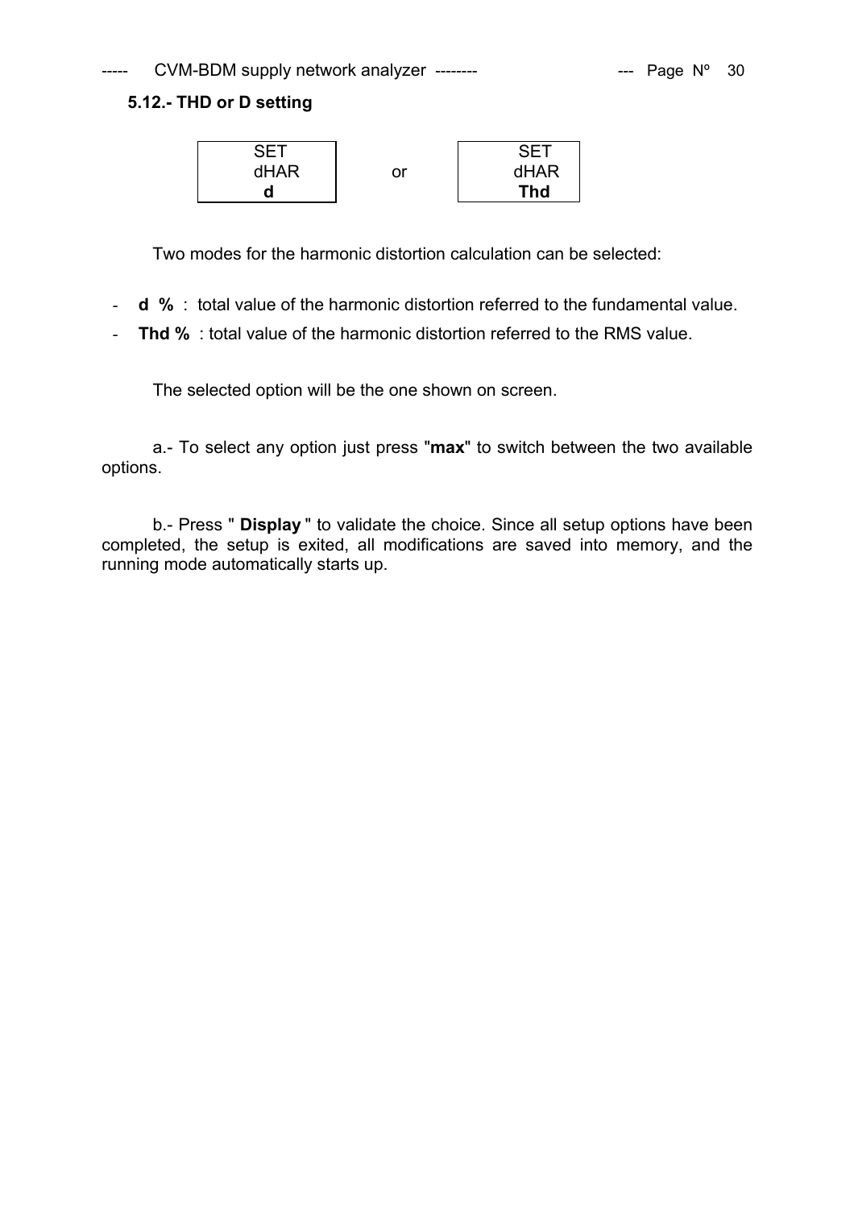### 5.12.- THD or D setting

| SET<br>dHAR<br>**d** | or | SET<br>dHAR<br>**Thd** |
|---|---|---|

Two modes for the harmonic distortion calculation can be selected:

- **d %** : total value of the harmonic distortion referred to the fundamental value.
- **Thd %** : total value of the harmonic distortion referred to the RMS value.

The selected option will be the one shown on screen.

a.- To select any option just press "**max**" to switch between the two available options.

b.- Press " **Display** " to validate the choice. Since all setup options have been completed, the setup is exited, all modifications are saved into memory, and the running mode automatically starts up.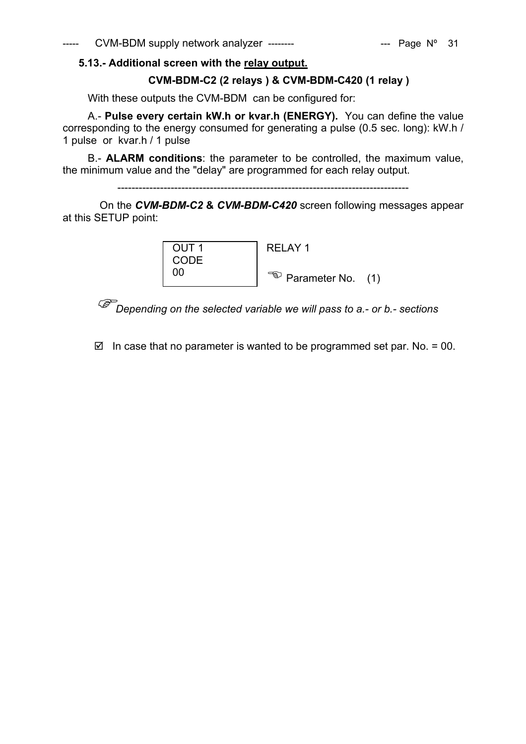### 5.13.- Additional screen with the relay output.

**CVM-BDM-C2 (2 relays ) & CVM-BDM-C420 (1 relay )**

With these outputs the CVM-BDM can be configured for:

A.- **Pulse every certain kW.h or kvar.h (ENERGY).** You can define the value corresponding to the energy consumed for generating a pulse (0.5 sec. long): kW.h / 1 pulse or kvar.h / 1 pulse

B.- **ALARM conditions**: the parameter to be controlled, the maximum value, the minimum value and the "delay" are programmed for each relay output.

--------------------------------------------------------------------------------

On the ***CVM-BDM-C2* & *CVM-BDM-C420*** screen following messages appear at this SETUP point:

| OUT 1<br>CODE<br>00 | RELAY 1<br><br>☜ Parameter No. (1) |
|---|---|

☞ *Depending on the selected variable we will pass to a.- or b.- sections*

☑ In case that no parameter is wanted to be programmed set par. No. = 00.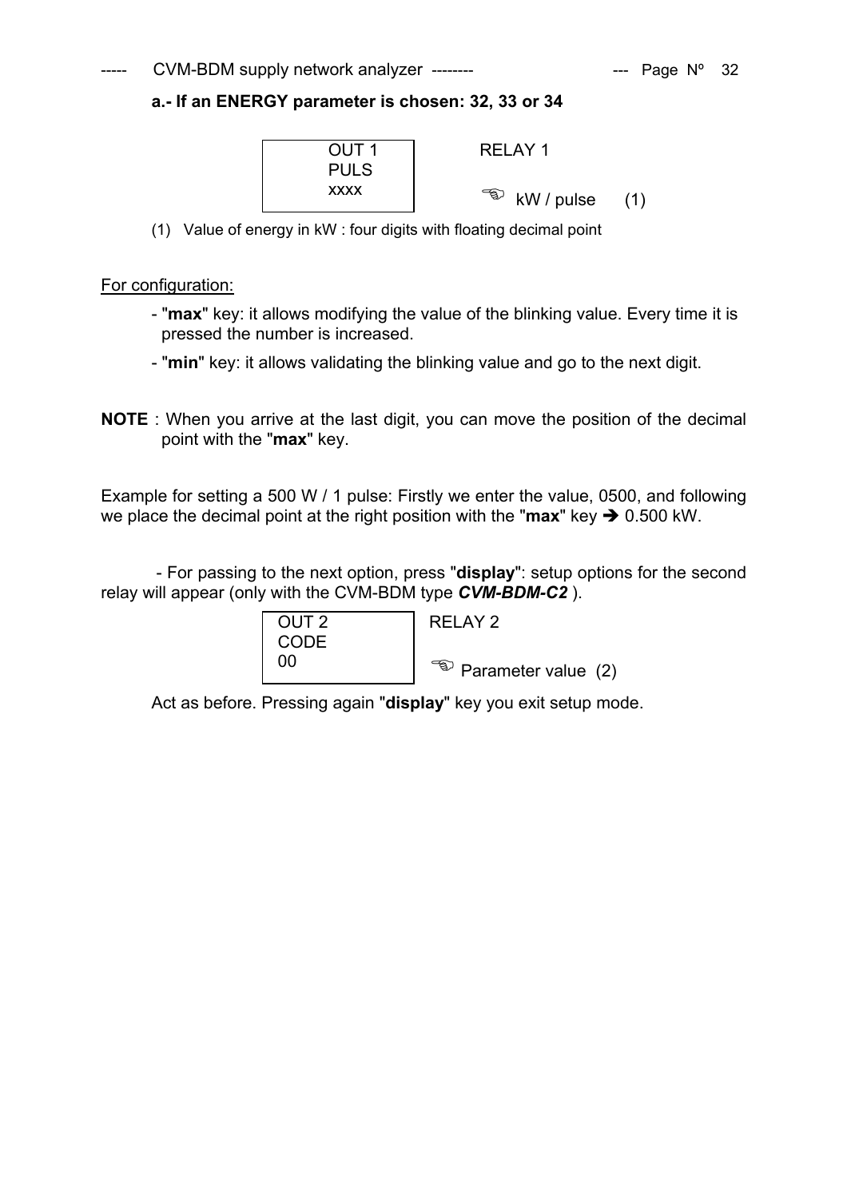**a.- If an ENERGY parameter is chosen: 32, 33 or 34**

| OUT 1<br>PULS<br>xxxx | RELAY 1<br><br>☜ kW / pulse (1) |
|---|---|

(1) Value of energy in kW : four digits with floating decimal point

For configuration:

- "**max**" key: it allows modifying the value of the blinking value. Every time it is pressed the number is increased.
- "**min**" key: it allows validating the blinking value and go to the next digit.

**NOTE** : When you arrive at the last digit, you can move the position of the decimal point with the "**max**" key.

Example for setting a 500 W / 1 pulse: Firstly we enter the value, 0500, and following we place the decimal point at the right position with the "**max**" key ➔ 0.500 kW.

- For passing to the next option, press "**display**": setup options for the second relay will appear (only with the CVM-BDM type ***CVM-BDM-C2*** ).

| OUT 2<br>CODE<br>00 | RELAY 2<br><br>☜ Parameter value (2) |
|---|---|

Act as before. Pressing again "**display**" key you exit setup mode.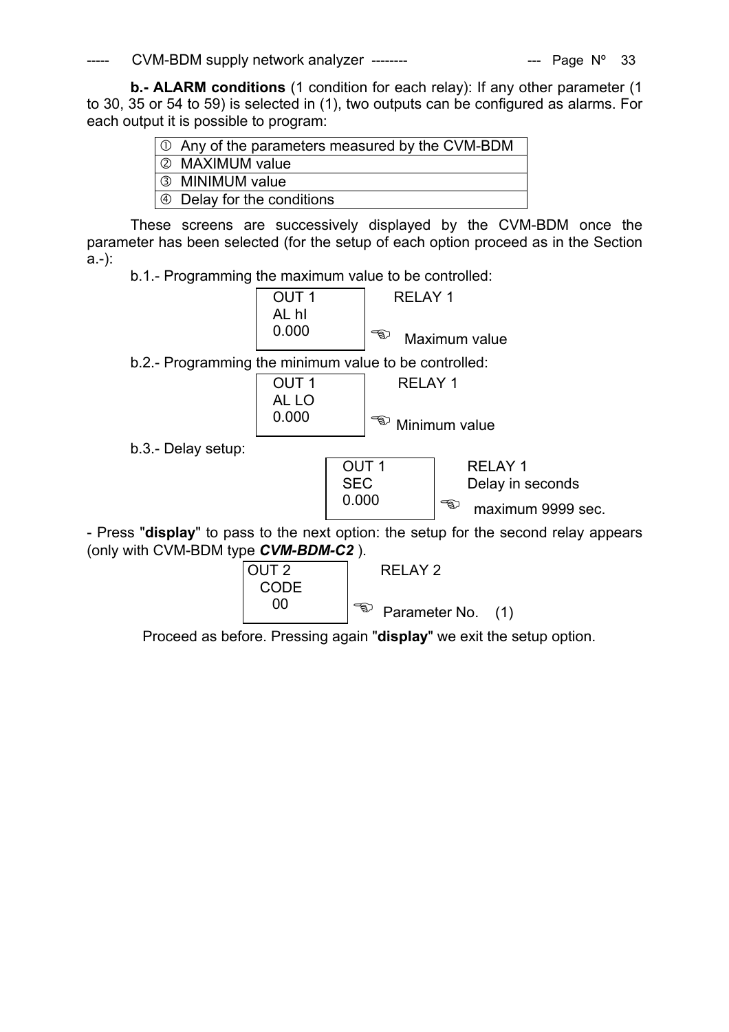**b.- ALARM conditions** (1 condition for each relay): If any other parameter (1 to 30, 35 or 54 to 59) is selected in (1), two outputs can be configured as alarms. For each output it is possible to program:

| |
|---|
| ① Any of the parameters measured by the CVM-BDM |
| ② MAXIMUM value |
| ③ MINIMUM value |
| ④ Delay for the conditions |

These screens are successively displayed by the CVM-BDM once the parameter has been selected (for the setup of each option proceed as in the Section a.-):

b.1.- Programming the maximum value to be controlled:

```
OUT 1        RELAY 1
AL hI
0.000        ☞ Maximum value
```

b.2.- Programming the minimum value to be controlled:

```
OUT 1        RELAY 1
AL LO
0.000        ☞ Minimum value
```

b.3.- Delay setup:

```
OUT 1        RELAY 1
SEC          Delay in seconds
0.000        ☞ maximum 9999 sec.
```

- Press "**display**" to pass to the next option: the setup for the second relay appears (only with CVM-BDM type ***CVM-BDM-C2*** ).

```
OUT 2        RELAY 2
 CODE
  00         ☞ Parameter No.   (1)
```

Proceed as before. Pressing again "**display**" we exit the setup option.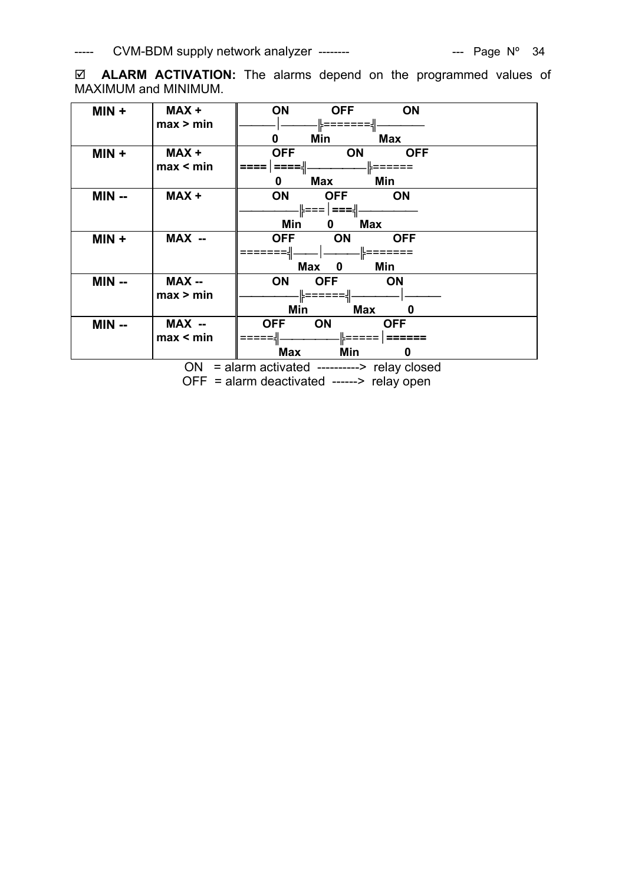☑ **ALARM ACTIVATION:** The alarms depend on the programmed values of MAXIMUM and MINIMUM.

| | | |
|---|---|---|
| **MIN +** | **MAX +** **max > min** | **ON** **OFF** **ON** ——│——╟=======╢——— **0** **Min** **Max** |
| **MIN +** | **MAX +** **max < min** | **OFF** **ON** **OFF** ====│====╢————╟====== **0** **Max** **Min** |
| **MIN --** | **MAX +** | **ON** **OFF** **ON** ————╟===│===╢———— **Min** **0** **Max** |
| **MIN +** | **MAX --** | **OFF** **ON** **OFF** =======╢——│——╟======= **Max** **0** **Min** |
| **MIN --** | **MAX --** **max > min** | **ON** **OFF** **ON** ————╟======╢———│—— **Min** **Max** **0** |
| **MIN --** | **MAX --** **max < min** | **OFF** **ON** **OFF** =====╢————╟=====│====== **Max** **Min** **0** |

ON = alarm activated ----------> relay closed

OFF = alarm deactivated ------> relay open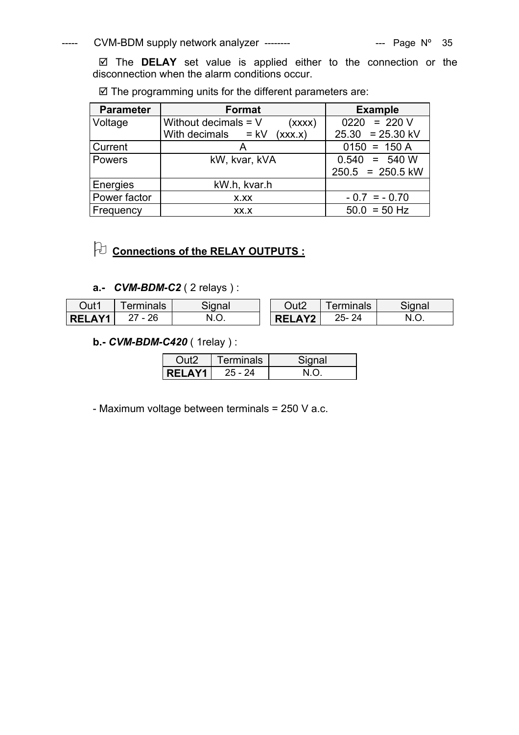☑ The **DELAY** set value is applied either to the connection or the disconnection when the alarm conditions occur.

☑ The programming units for the different parameters are:

| Parameter | Format | Example |
|---|---|---|
| Voltage | Without decimals = V (xxxx)<br>With decimals = kV (xxx.x) | 0220 = 220 V<br>25.30 = 25.30 kV |
| Current | A | 0150 = 150 A |
| Powers | kW, kvar, kVA | 0.540 = 540 W<br>250.5 = 250.5 kW |
| Energies | kW.h, kvar.h | |
| Power factor | x.xx | - 0.7 = - 0.70 |
| Frequency | xx.x | 50.0 = 50 Hz |

## Connections of the RELAY OUTPUTS :

**a.- *CVM-BDM-C2*** ( 2 relays ) :

| Out1 | Terminals | Signal |
|---|---|---|
| **RELAY1** | 27 - 26 | N.O. |

| Out2 | Terminals | Signal |
|---|---|---|
| **RELAY2** | 25- 24 | N.O. |

**b.- *CVM-BDM-C420*** ( 1relay ) :

| Out2 | Terminals | Signal |
|---|---|---|
| **RELAY1** | 25 - 24 | N.O. |

- Maximum voltage between terminals = 250 V a.c.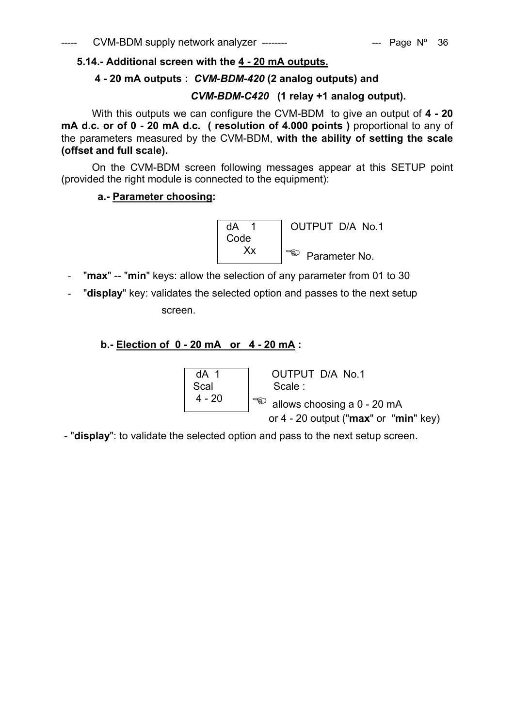### 5.14.- Additional screen with the <u>4 - 20 mA outputs.</u>

**4 - 20 mA outputs :** ***CVM-BDM-420*** **(2 analog outputs) and**

***CVM-BDM-C420*** **(1 relay +1 analog output).**

With this outputs we can configure the CVM-BDM to give an output of **4 - 20 mA d.c. or of 0 - 20 mA d.c. ( resolution of 4.000 points )** proportional to any of the parameters measured by the CVM-BDM, **with the ability of setting the scale (offset and full scale).**

On the CVM-BDM screen following messages appear at this SETUP point (provided the right module is connected to the equipment):

**a.- <u>Parameter choosing</u>:**

```
dA   1
Code
  Xx
```

OUTPUT D/A No.1

☜ Parameter No.

- "**max**" -- "**min**" keys: allow the selection of any parameter from 01 to 30
- "**display**" key: validates the selected option and passes to the next setup screen.

**b.- <u>Election of 0 - 20 mA or 4 - 20 mA</u> :**

```
dA  1
Scal
4 - 20
```

OUTPUT D/A No.1
Scale :

☜ allows choosing a 0 - 20 mA or 4 - 20 output ("**max**" or "**min**" key)

- "**display**": to validate the selected option and pass to the next setup screen.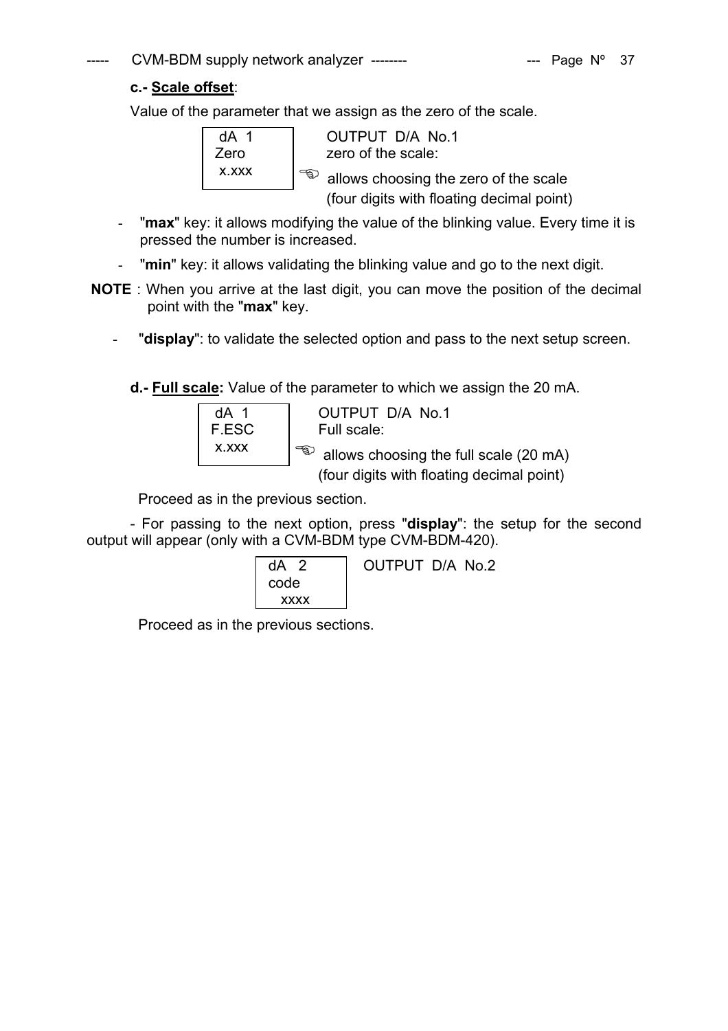**c.- Scale offset**:

Value of the parameter that we assign as the zero of the scale.

| dA 1<br>Zero<br>x.xxx | OUTPUT D/A No.1<br>zero of the scale:<br>☜ allows choosing the zero of the scale<br>(four digits with floating decimal point) |
|---|---|

- "**max**" key: it allows modifying the value of the blinking value. Every time it is pressed the number is increased.
- "**min**" key: it allows validating the blinking value and go to the next digit.

**NOTE** : When you arrive at the last digit, you can move the position of the decimal point with the "**max**" key.

- "**display**": to validate the selected option and pass to the next setup screen.

**d.- Full scale:** Value of the parameter to which we assign the 20 mA.

| dA 1<br>F.ESC<br>x.xxx | OUTPUT D/A No.1<br>Full scale:<br>☜ allows choosing the full scale (20 mA)<br>(four digits with floating decimal point) |
|---|---|

Proceed as in the previous section.

- For passing to the next option, press "**display**": the setup for the second output will appear (only with a CVM-BDM type CVM-BDM-420).

| dA 2<br>code<br>xxxx | OUTPUT D/A No.2 |
|---|---|

Proceed as in the previous sections.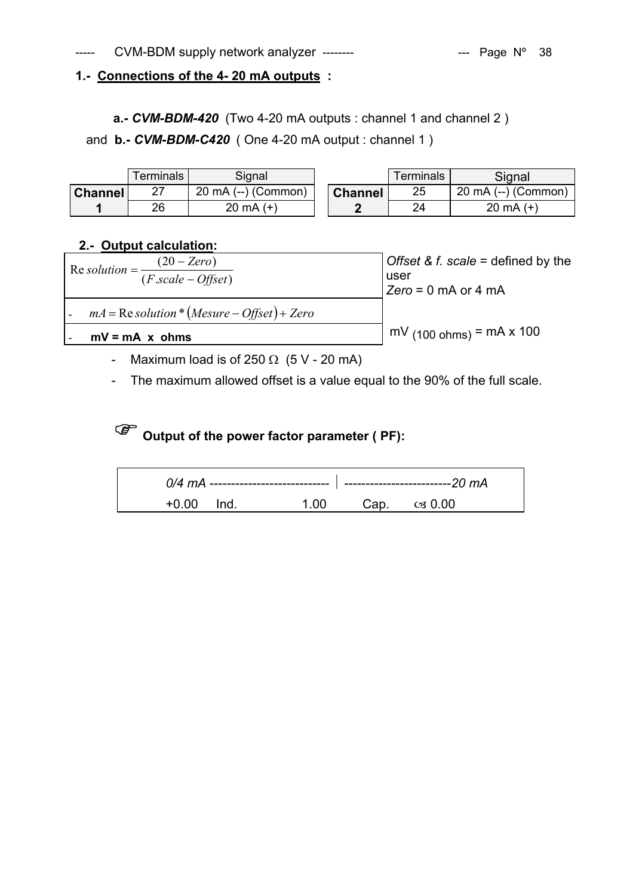## 1.- Connections of the 4- 20 mA outputs :

**a.-** ***CVM-BDM-420*** (Two 4-20 mA outputs : channel 1 and channel 2 )

and **b.-** ***CVM-BDM-C420*** ( One 4-20 mA output : channel 1 )

| | Terminals | Signal |
|---|---|---|
| **Channel 1** | 27 | 20 mA (--) (Common) |
| | 26 | 20 mA (+) |

| | Terminals | Signal |
|---|---|---|
| **Channel 2** | 25 | 20 mA (--) (Common) |
| | 24 | 20 mA (+) |

## 2.- Output calculation:

| Formula | Notes |
|---|---|
| $Resolution = \frac{(20 - Zero)}{(F.scale - Offset)}$ | *Offset & f. scale* = defined by the user<br>*Zero* = 0 mA or 4 mA |
| - $mA = Resolution * (Mesure - Offset) + Zero$ | |
| - **mV = mA x ohms** | mV $_{(100\ ohms)}$ = mA x 100 |

- Maximum load is of 250 Ω (5 V - 20 mA)
- The maximum allowed offset is a value equal to the 90% of the full scale.

☞ **Output of the power factor parameter ( PF):**

| *0/4 mA* ---------------------------- \| -------------------------*20 mA* | | | | |
|---|---|---|---|---|
| +0.00 | Ind. | 1.00 | Cap. | − 0.00 |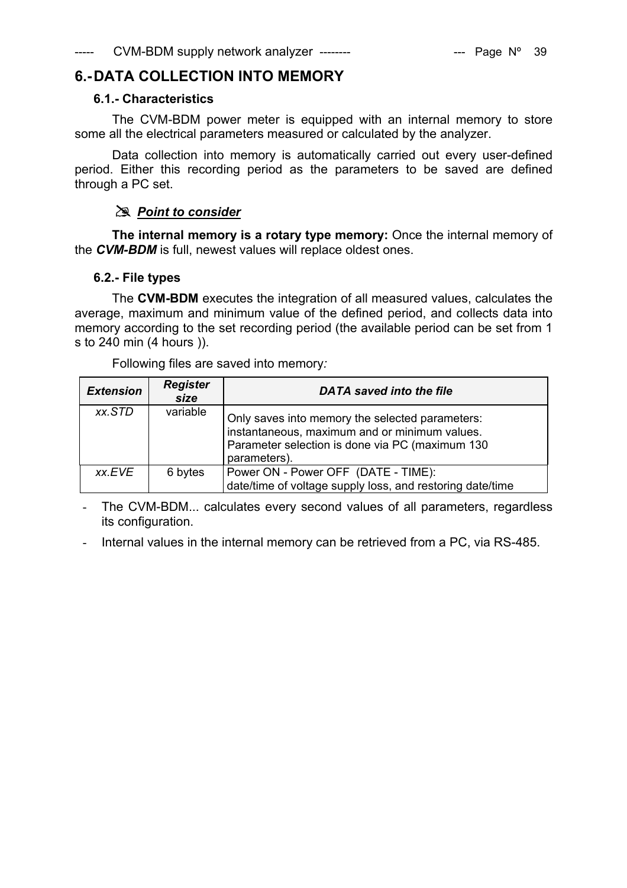# 6.- DATA COLLECTION INTO MEMORY

## 6.1.- Characteristics

The CVM-BDM power meter is equipped with an internal memory to store some all the electrical parameters measured or calculated by the analyzer.

Data collection into memory is automatically carried out every user-defined period. Either this recording period as the parameters to be saved are defined through a PC set.

✍ ***Point to consider***

**The internal memory is a rotary type memory:** Once the internal memory of the ***CVM-BDM*** is full, newest values will replace oldest ones.

## 6.2.- File types

The **CVM-BDM** executes the integration of all measured values, calculates the average, maximum and minimum value of the defined period, and collects data into memory according to the set recording period (the available period can be set from 1 s to 240 min (4 hours )).

Following files are saved into memory*:*

| ***Extension*** | ***Register size*** | ***DATA saved into the file*** |
|---|---|---|
| *xx.STD* | variable | Only saves into memory the selected parameters: instantaneous, maximum and or minimum values. Parameter selection is done via PC (maximum 130 parameters). |
| *xx.EVE* | 6 bytes | Power ON - Power OFF (DATE - TIME): date/time of voltage supply loss, and restoring date/time |

- The CVM-BDM... calculates every second values of all parameters, regardless its configuration.
- Internal values in the internal memory can be retrieved from a PC, via RS-485.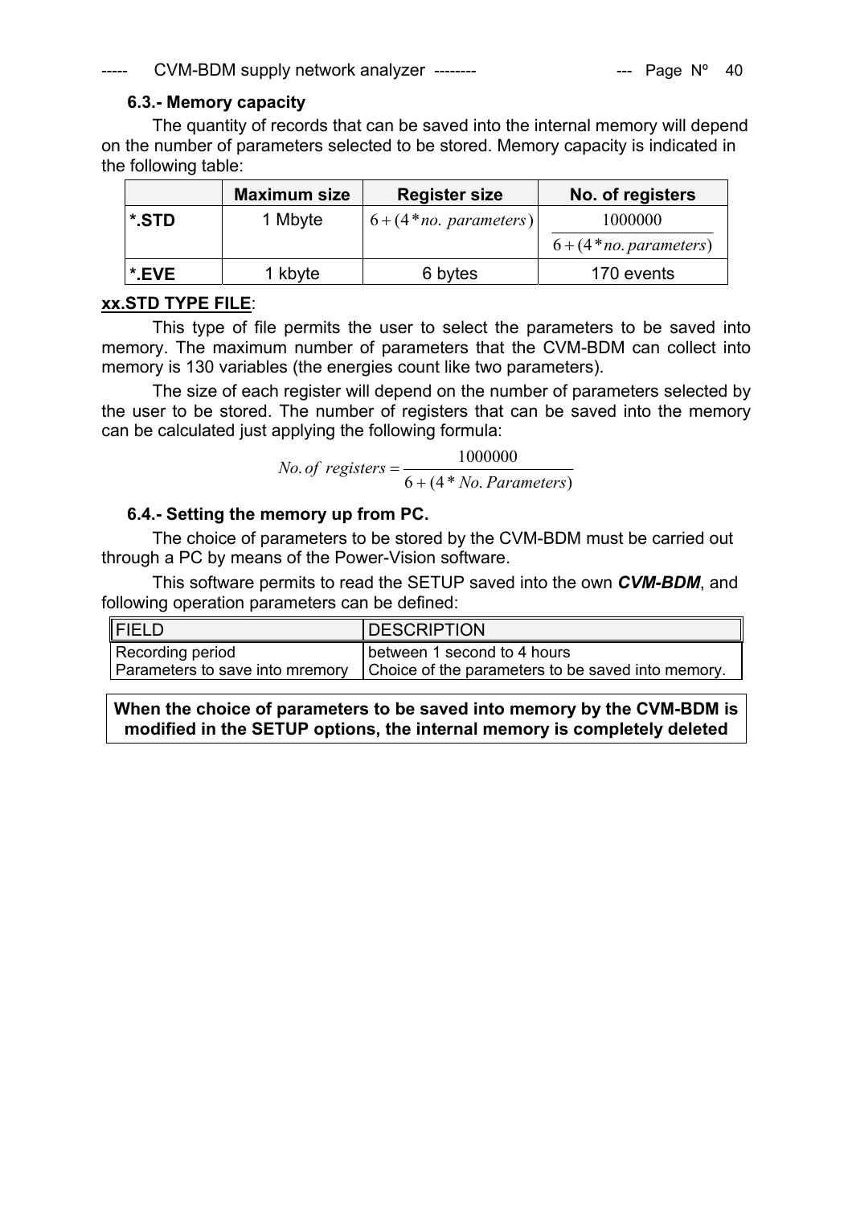### 6.3.- Memory capacity

The quantity of records that can be saved into the internal memory will depend on the number of parameters selected to be stored. Memory capacity is indicated in the following table:

| | Maximum size | Register size | No. of registers |
|---|---|---|---|
| ***.STD** | 1 Mbyte | $6+(4*no.\ parameters)$ | $\frac{1000000}{6+(4*no.\ parameters)}$ |
| ***.EVE** | 1 kbyte | 6 bytes | 170 events |

**xx.STD TYPE FILE**:

This type of file permits the user to select the parameters to be saved into memory. The maximum number of parameters that the CVM-BDM can collect into memory is 130 variables (the energies count like two parameters).

The size of each register will depend on the number of parameters selected by the user to be stored. The number of registers that can be saved into the memory can be calculated just applying the following formula:

$$No.\ of\ registers = \frac{1000000}{6+(4*No.\ Parameters)}$$

### 6.4.- Setting the memory up from PC.

The choice of parameters to be stored by the CVM-BDM must be carried out through a PC by means of the Power-Vision software.

This software permits to read the SETUP saved into the own ***CVM-BDM***, and following operation parameters can be defined:

| FIELD | DESCRIPTION |
|---|---|
| Recording period | between 1 second to 4 hours |
| Parameters to save into mremory | Choice of the parameters to be saved into memory. |

**When the choice of parameters to be saved into memory by the CVM-BDM is modified in the SETUP options, the internal memory is completely deleted**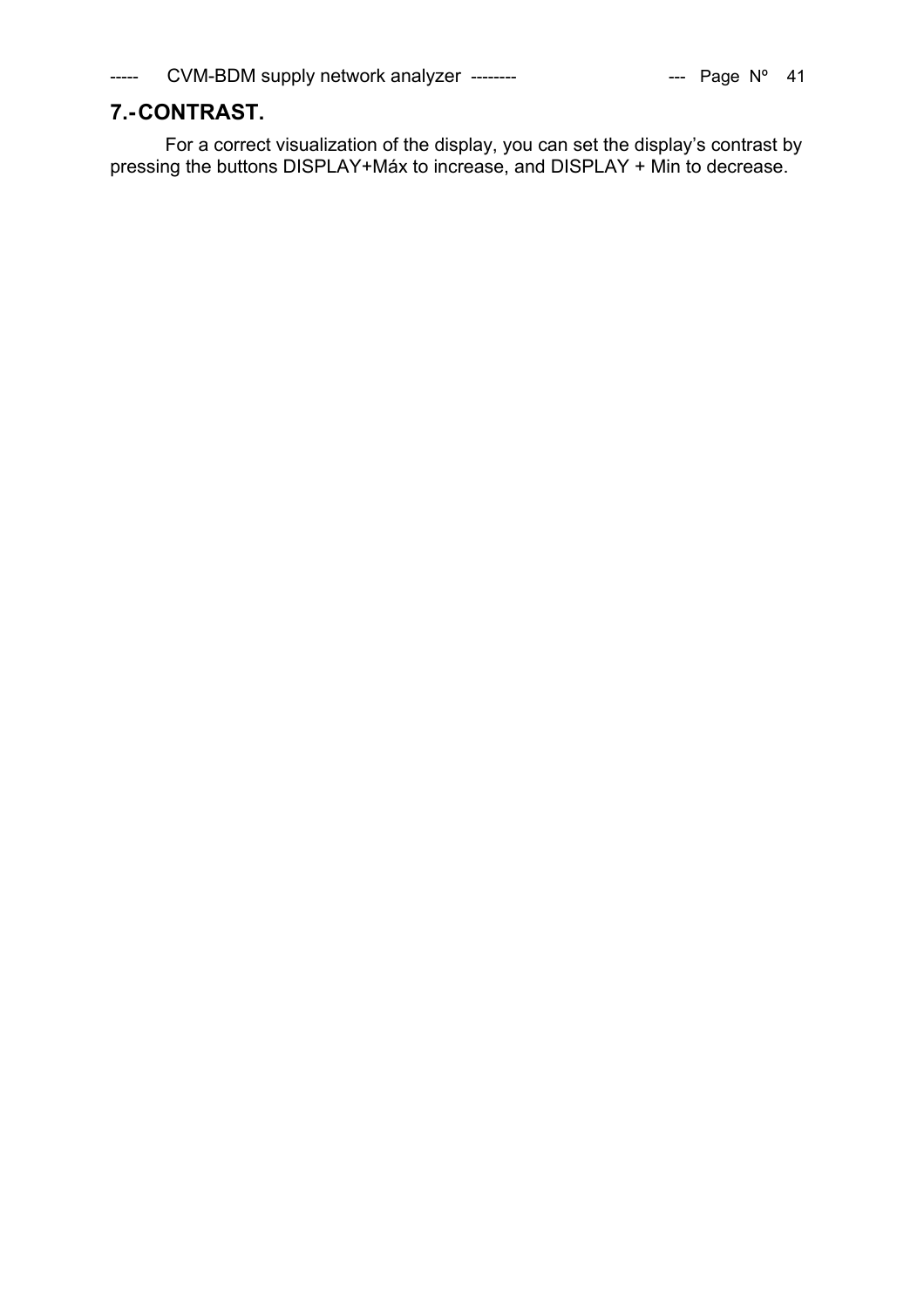## 7.- CONTRAST.

For a correct visualization of the display, you can set the display's contrast by pressing the buttons DISPLAY+Máx to increase, and DISPLAY + Min to decrease.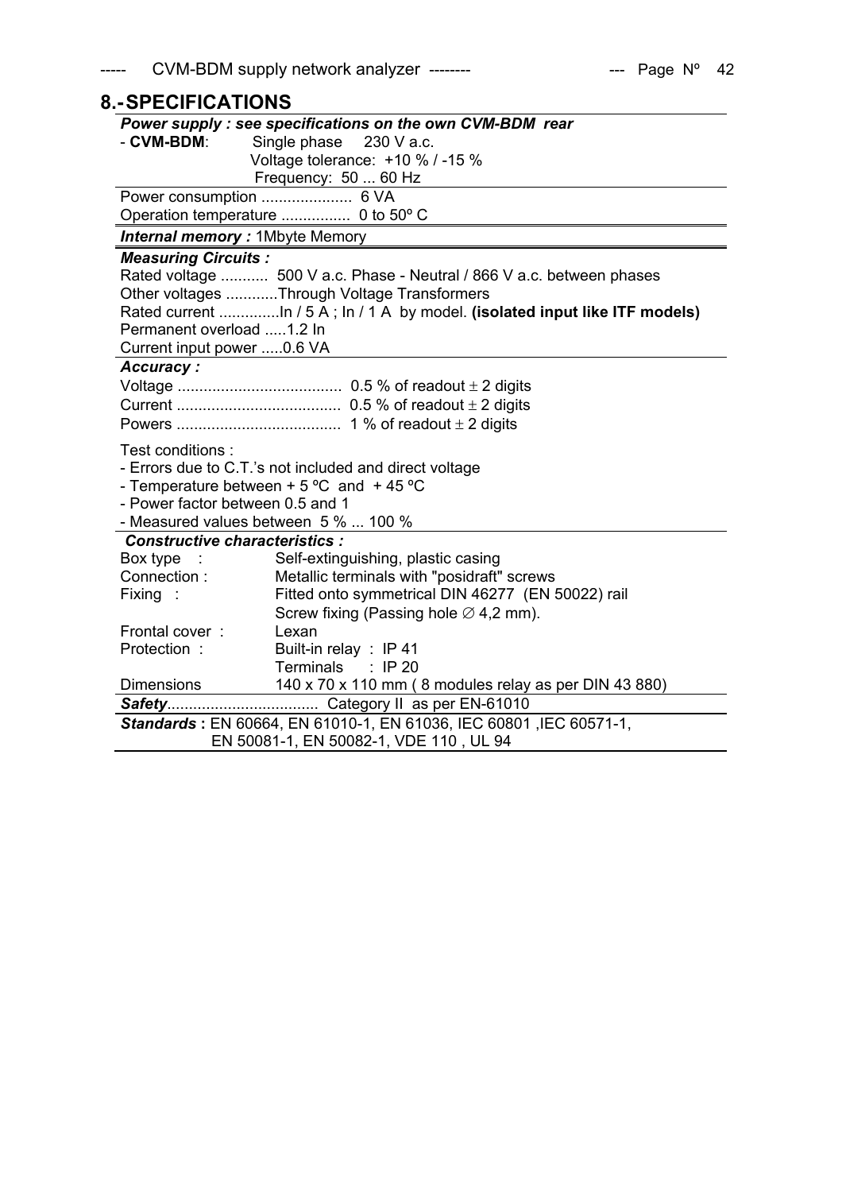## 8.- SPECIFICATIONS

***Power supply : see specifications on the own CVM-BDM rear***

- **CVM-BDM**: Single phase 230 V a.c.
  Voltage tolerance: +10 % / -15 %
  Frequency: 50 ... 60 Hz

Power consumption ..................... 6 VA
Operation temperature ................ 0 to 50º C

***Internal memory :*** 1Mbyte Memory

***Measuring Circuits :***

Rated voltage ........... 500 V a.c. Phase - Neutral / 866 V a.c. between phases
Other voltages ............Through Voltage Transformers
Rated current ..............In / 5 A ; In / 1 A by model. **(isolated input like ITF models)**
Permanent overload .....1.2 In
Current input power .....0.6 VA

***Accuracy :***

Voltage ...................................... 0.5 % of readout ± 2 digits
Current ...................................... 0.5 % of readout ± 2 digits
Powers ...................................... 1 % of readout ± 2 digits

Test conditions :
- Errors due to C.T.'s not included and direct voltage
- Temperature between + 5 ºC and + 45 ºC
- Power factor between 0.5 and 1
- Measured values between 5 % ... 100 %

***Constructive characteristics :***

| | |
|---|---|
| Box type : | Self-extinguishing, plastic casing |
| Connection : | Metallic terminals with "posidraft" screws |
| Fixing : | Fitted onto symmetrical DIN 46277 (EN 50022) rail<br>Screw fixing (Passing hole ∅ 4,2 mm). |
| Frontal cover : | Lexan |
| Protection : | Built-in relay : IP 41<br>Terminals : IP 20 |
| Dimensions | 140 x 70 x 110 mm ( 8 modules relay as per DIN 43 880) |

***Safety***.................................. Category II as per EN-61010

***Standards*** **:** EN 60664, EN 61010-1, EN 61036, IEC 60801 ,IEC 60571-1, EN 50081-1, EN 50082-1, VDE 110 , UL 94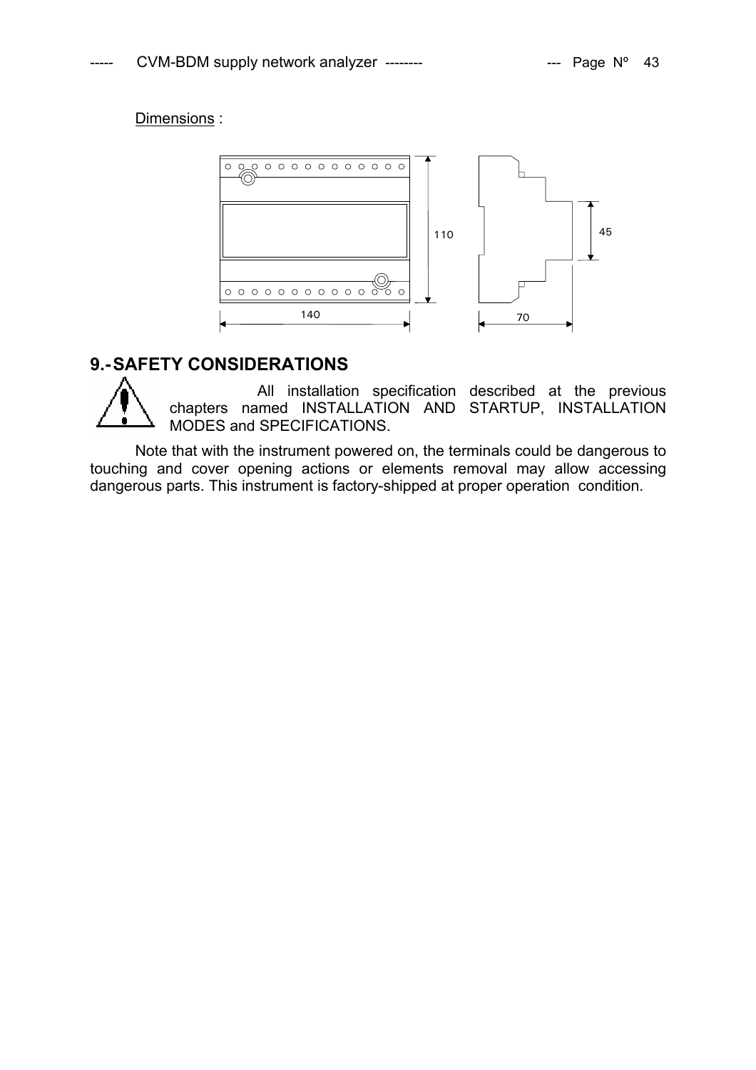Dimensions :

140

110

70

45

## 9.- SAFETY CONSIDERATIONS

All installation specification described at the previous chapters named INSTALLATION AND STARTUP, INSTALLATION MODES and SPECIFICATIONS.

Note that with the instrument powered on, the terminals could be dangerous to touching and cover opening actions or elements removal may allow accessing dangerous parts. This instrument is factory-shipped at proper operation condition.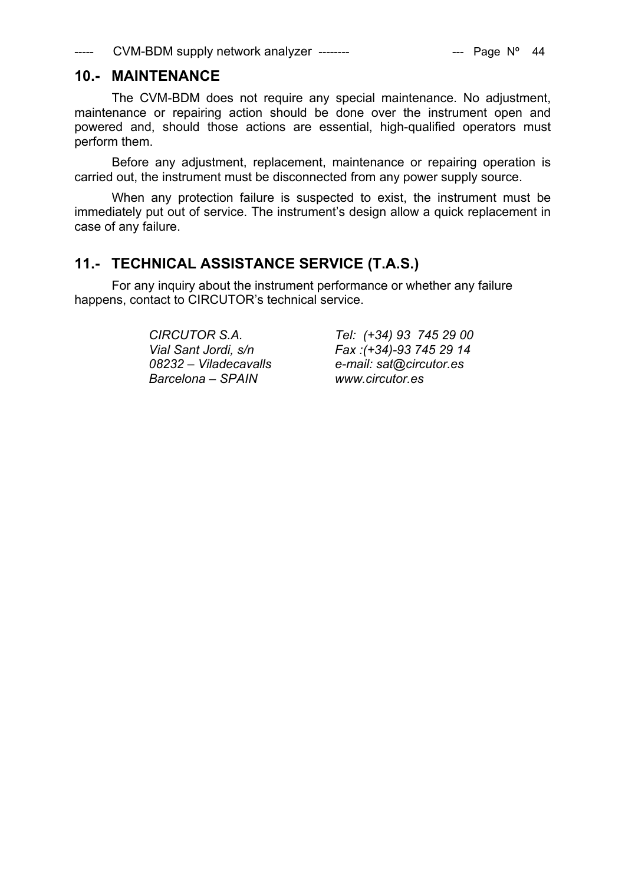## 10.- MAINTENANCE

The CVM-BDM does not require any special maintenance. No adjustment, maintenance or repairing action should be done over the instrument open and powered and, should those actions are essential, high-qualified operators must perform them.

Before any adjustment, replacement, maintenance or repairing operation is carried out, the instrument must be disconnected from any power supply source.

When any protection failure is suspected to exist, the instrument must be immediately put out of service. The instrument's design allow a quick replacement in case of any failure.

## 11.- TECHNICAL ASSISTANCE SERVICE (T.A.S.)

For any inquiry about the instrument performance or whether any failure happens, contact to CIRCUTOR's technical service.

| | |
|---|---|
| *CIRCUTOR S.A.* | *Tel: (+34) 93 745 29 00* |
| *Vial Sant Jordi, s/n* | *Fax :(+34)-93 745 29 14* |
| *08232 – Viladecavalls* | *e-mail: sat@circutor.es* |
| *Barcelona – SPAIN* | *www.circutor.es* |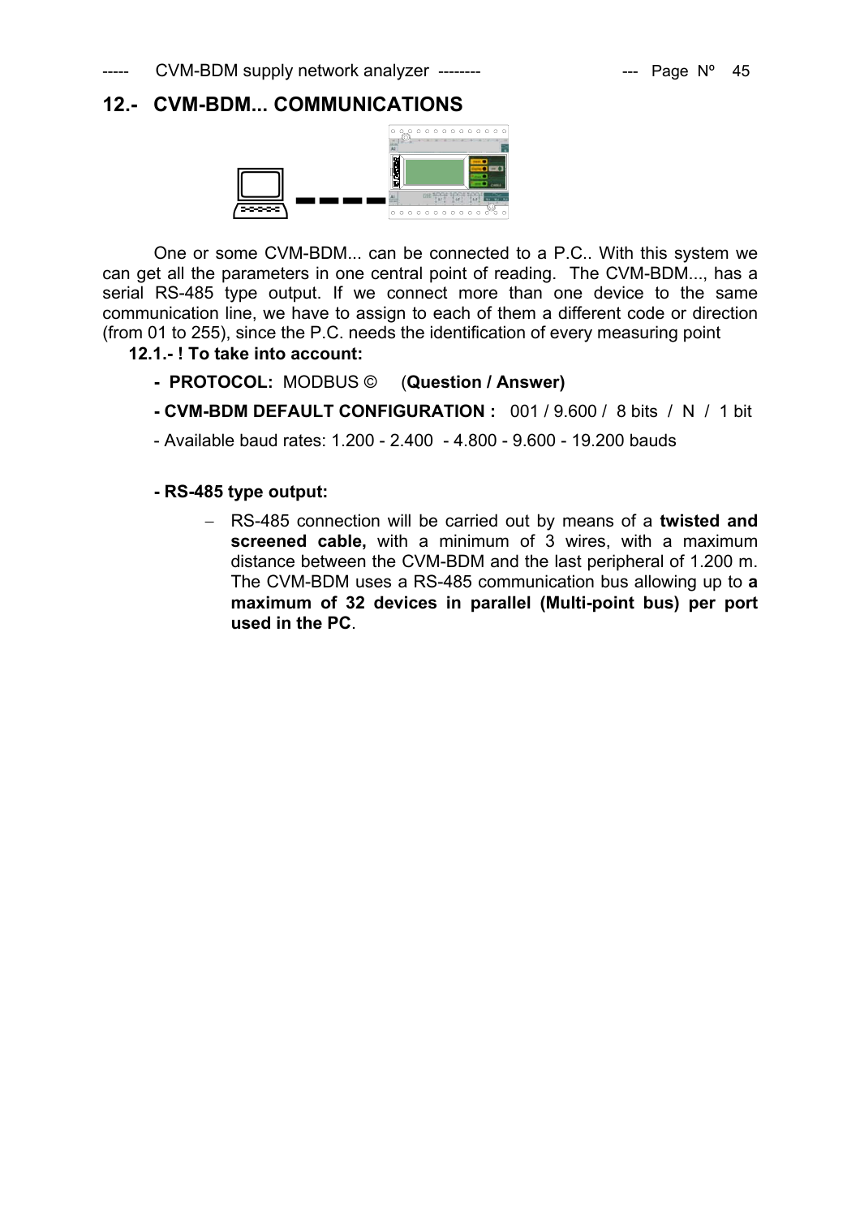## 12.- CVM-BDM... COMMUNICATIONS

One or some CVM-BDM... can be connected to a P.C.. With this system we can get all the parameters in one central point of reading. The CVM-BDM..., has a serial RS-485 type output. If we connect more than one device to the same communication line, we have to assign to each of them a different code or direction (from 01 to 255), since the P.C. needs the identification of every measuring point

### 12.1.- ! To take into account:

- **PROTOCOL:** MODBUS © (**Question / Answer)**

- **CVM-BDM DEFAULT CONFIGURATION :** 001 / 9.600 / 8 bits / N / 1 bit

- Available baud rates: 1.200 - 2.400 - 4.800 - 9.600 - 19.200 bauds

**- RS-485 type output:**

- RS-485 connection will be carried out by means of a **twisted and screened cable,** with a minimum of 3 wires, with a maximum distance between the CVM-BDM and the last peripheral of 1.200 m. The CVM-BDM uses a RS-485 communication bus allowing up to **a maximum of 32 devices in parallel (Multi-point bus) per port used in the PC**.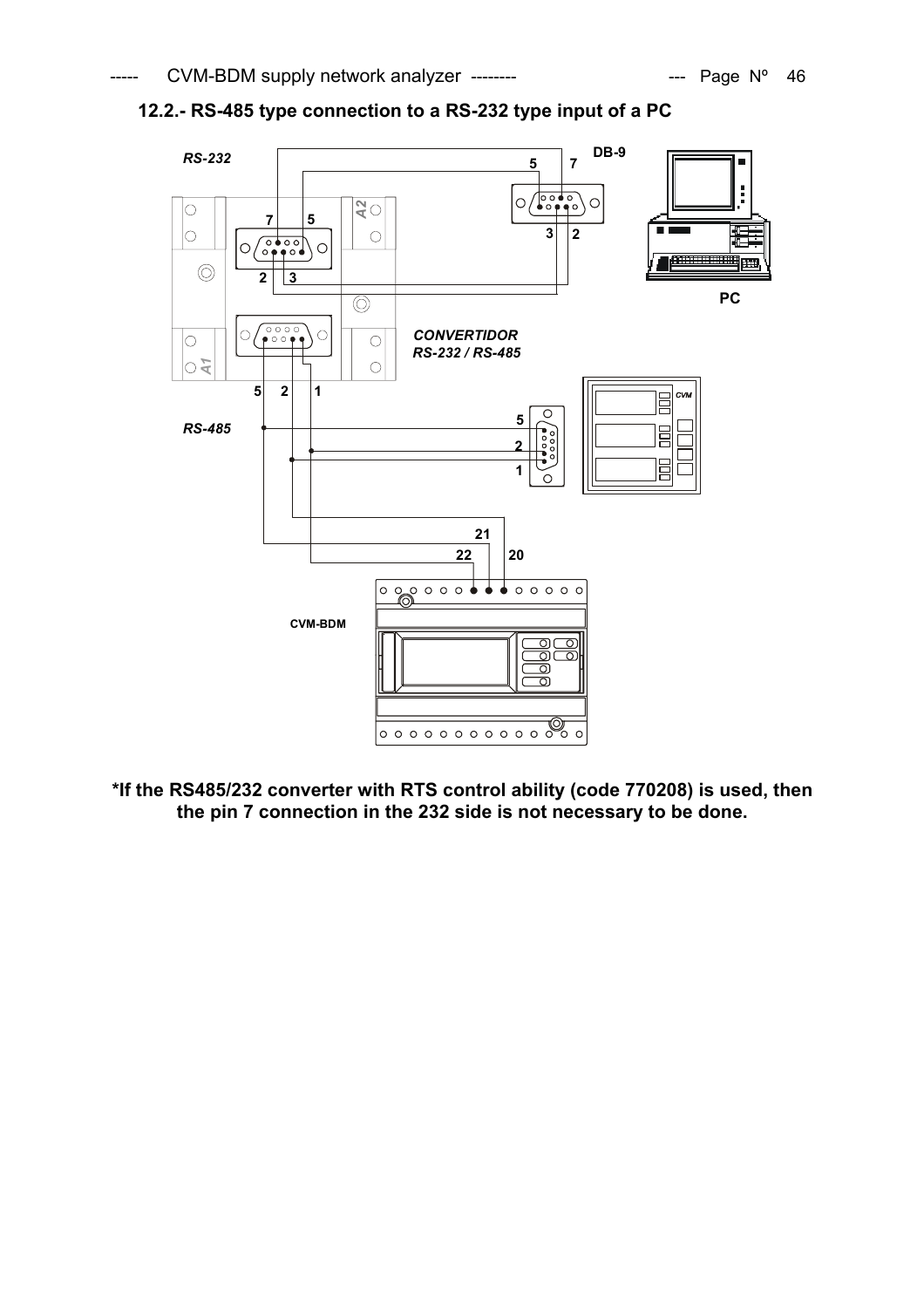## 12.2.- RS-485 type connection to a RS-232 type input of a PC

**\*If the RS485/232 converter with RTS control ability (code 770208) is used, then the pin 7 connection in the 232 side is not necessary to be done.**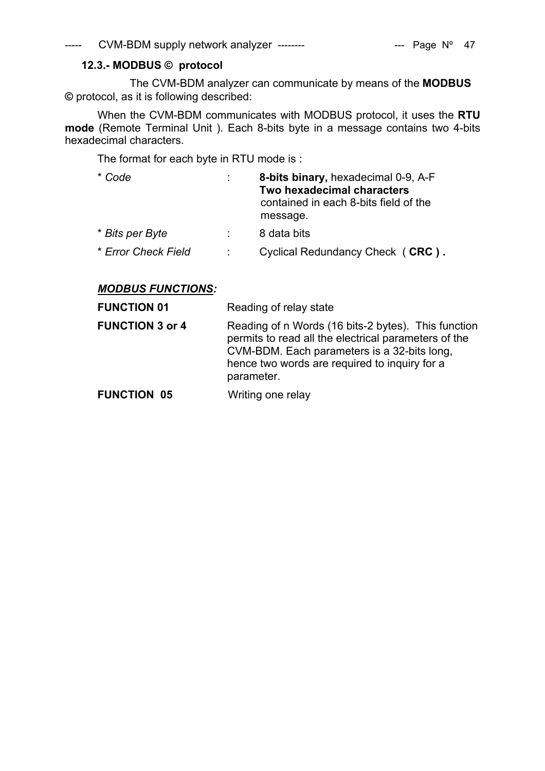### 12.3.- MODBUS © protocol

The CVM-BDM analyzer can communicate by means of the **MODBUS ©** protocol, as it is following described:

When the CVM-BDM communicates with MODBUS protocol, it uses the **RTU mode** (Remote Terminal Unit ). Each 8-bits byte in a message contains two 4-bits hexadecimal characters.

The format for each byte in RTU mode is :

| | | |
|---|---|---|
| * *Code* | : | **8-bits binary,** hexadecimal 0-9, A-F **Two hexadecimal characters** contained in each 8-bits field of the message. |
| * *Bits per Byte* | : | 8 data bits |
| * *Error Check Field* | : | Cyclical Redundancy Check ( **CRC ) .** |

***MODBUS FUNCTIONS:***

| | |
|---|---|
| **FUNCTION 01** | Reading of relay state |
| **FUNCTION 3 or 4** | Reading of n Words (16 bits-2 bytes). This function permits to read all the electrical parameters of the CVM-BDM. Each parameters is a 32-bits long, hence two words are required to inquiry for a parameter. |
| **FUNCTION 05** | Writing one relay |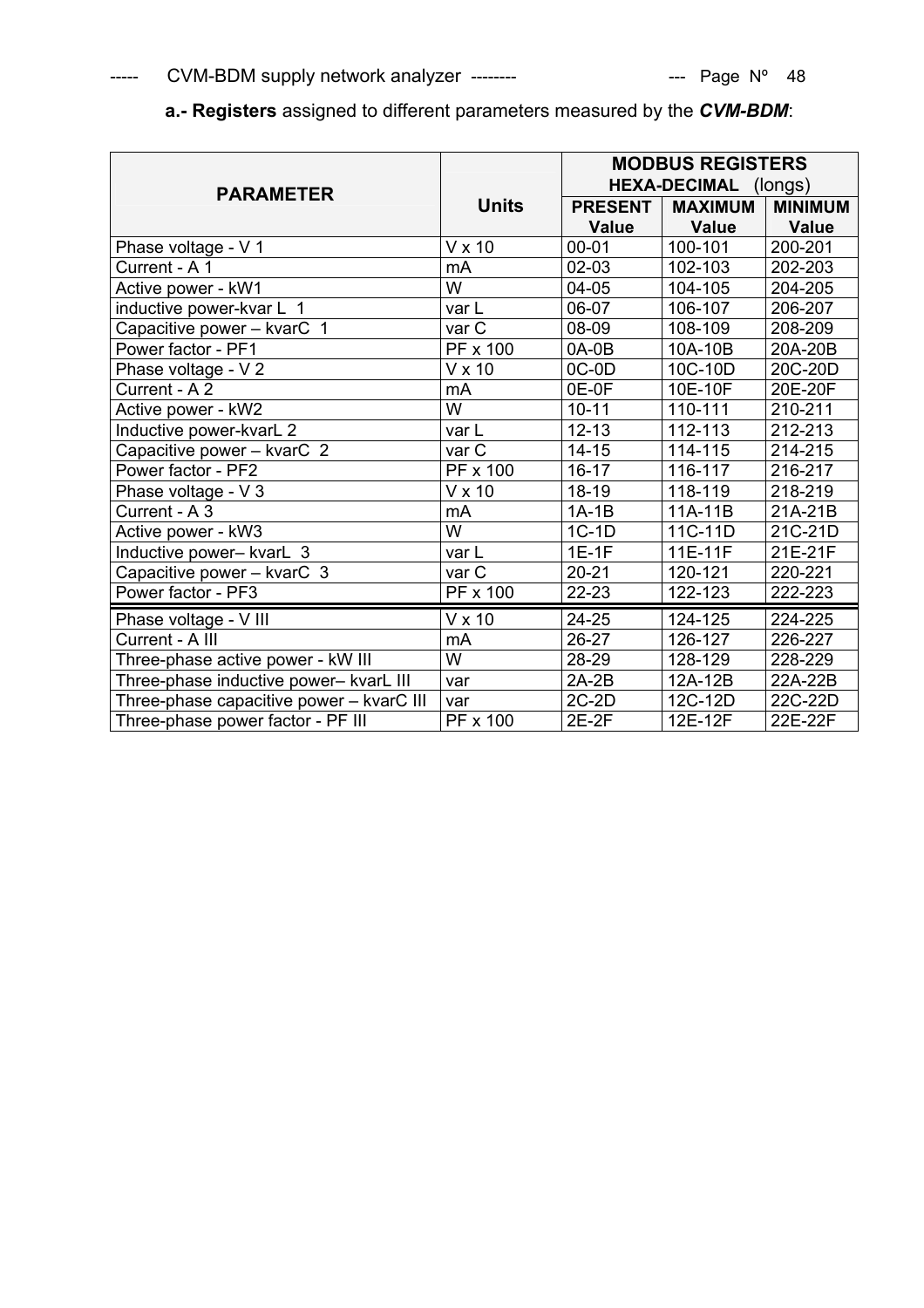**a.- Registers** assigned to different parameters measured by the ***CVM-BDM***:

| PARAMETER | Units | MODBUS REGISTERS HEXA-DECIMAL (longs) | | |
|---|---|---|---|---|
| | | **PRESENT Value** | **MAXIMUM Value** | **MINIMUM Value** |
| Phase voltage - V 1 | V x 10 | 00-01 | 100-101 | 200-201 |
| Current - A 1 | mA | 02-03 | 102-103 | 202-203 |
| Active power - kW1 | W | 04-05 | 104-105 | 204-205 |
| inductive power-kvar L 1 | var L | 06-07 | 106-107 | 206-207 |
| Capacitive power – kvarC 1 | var C | 08-09 | 108-109 | 208-209 |
| Power factor - PF1 | PF x 100 | 0A-0B | 10A-10B | 20A-20B |
| Phase voltage - V 2 | V x 10 | 0C-0D | 10C-10D | 20C-20D |
| Current - A 2 | mA | 0E-0F | 10E-10F | 20E-20F |
| Active power - kW2 | W | 10-11 | 110-111 | 210-211 |
| Inductive power-kvarL 2 | var L | 12-13 | 112-113 | 212-213 |
| Capacitive power – kvarC 2 | var C | 14-15 | 114-115 | 214-215 |
| Power factor - PF2 | PF x 100 | 16-17 | 116-117 | 216-217 |
| Phase voltage - V 3 | V x 10 | 18-19 | 118-119 | 218-219 |
| Current - A 3 | mA | 1A-1B | 11A-11B | 21A-21B |
| Active power - kW3 | W | 1C-1D | 11C-11D | 21C-21D |
| Inductive power– kvarL 3 | var L | 1E-1F | 11E-11F | 21E-21F |
| Capacitive power – kvarC 3 | var C | 20-21 | 120-121 | 220-221 |
| Power factor - PF3 | PF x 100 | 22-23 | 122-123 | 222-223 |
| Phase voltage - V III | V x 10 | 24-25 | 124-125 | 224-225 |
| Current - A III | mA | 26-27 | 126-127 | 226-227 |
| Three-phase active power - kW III | W | 28-29 | 128-129 | 228-229 |
| Three-phase inductive power– kvarL III | var | 2A-2B | 12A-12B | 22A-22B |
| Three-phase capacitive power – kvarC III | var | 2C-2D | 12C-12D | 22C-22D |
| Three-phase power factor - PF III | PF x 100 | 2E-2F | 12E-12F | 22E-22F |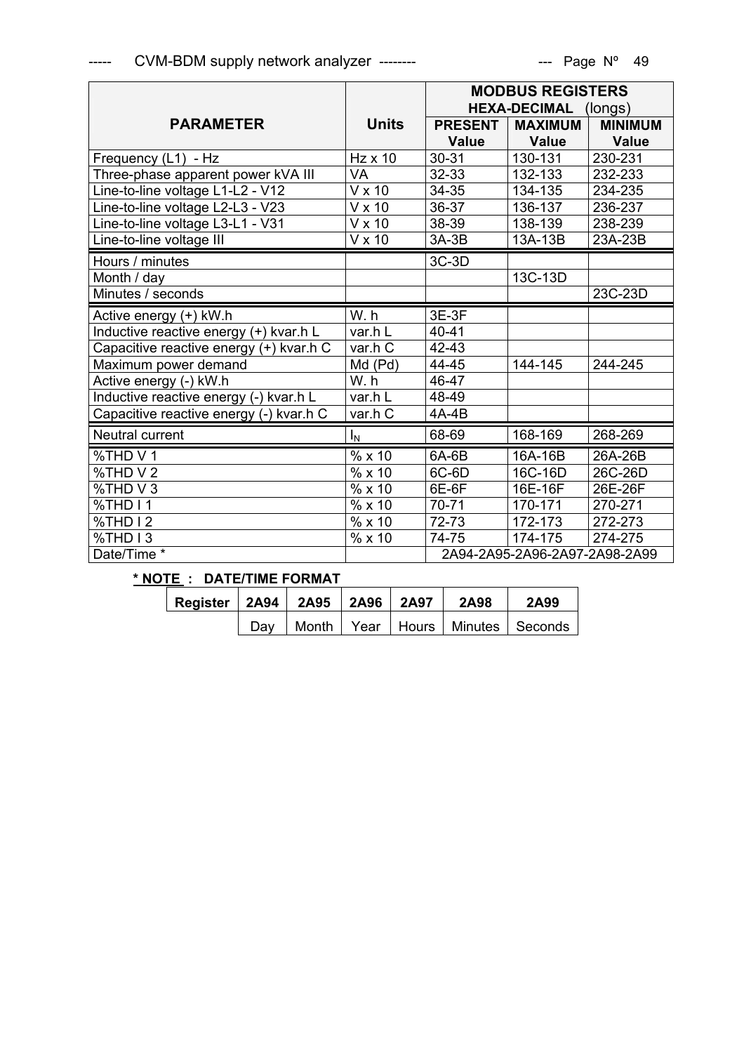| PARAMETER | Units | MODBUS REGISTERS HEXA-DECIMAL (longs) | | |
|---|---|---|---|---|
| | | **PRESENT Value** | **MAXIMUM Value** | **MINIMUM Value** |
| Frequency (L1) - Hz | Hz x 10 | 30-31 | 130-131 | 230-231 |
| Three-phase apparent power kVA III | VA | 32-33 | 132-133 | 232-233 |
| Line-to-line voltage L1-L2 - V12 | V x 10 | 34-35 | 134-135 | 234-235 |
| Line-to-line voltage L2-L3 - V23 | V x 10 | 36-37 | 136-137 | 236-237 |
| Line-to-line voltage L3-L1 - V31 | V x 10 | 38-39 | 138-139 | 238-239 |
| Line-to-line voltage III | V x 10 | 3A-3B | 13A-13B | 23A-23B |
| Hours / minutes | | 3C-3D | | |
| Month / day | | | 13C-13D | |
| Minutes / seconds | | | | 23C-23D |
| Active energy (+) kW.h | W. h | 3E-3F | | |
| Inductive reactive energy (+) kvar.h L | var.h L | 40-41 | | |
| Capacitive reactive energy (+) kvar.h C | var.h C | 42-43 | | |
| Maximum power demand | Md (Pd) | 44-45 | 144-145 | 244-245 |
| Active energy (-) kW.h | W. h | 46-47 | | |
| Inductive reactive energy (-) kvar.h L | var.h L | 48-49 | | |
| Capacitive reactive energy (-) kvar.h C | var.h C | 4A-4B | | |
| Neutral current | $I_N$ | 68-69 | 168-169 | 268-269 |
| %THD V 1 | % x 10 | 6A-6B | 16A-16B | 26A-26B |
| %THD V 2 | % x 10 | 6C-6D | 16C-16D | 26C-26D |
| %THD V 3 | % x 10 | 6E-6F | 16E-16F | 26E-26F |
| %THD I 1 | % x 10 | 70-71 | 170-171 | 270-271 |
| %THD I 2 | % x 10 | 72-73 | 172-173 | 272-273 |
| %THD I 3 | % x 10 | 74-75 | 174-175 | 274-275 |
| Date/Time * | | 2A94-2A95-2A96-2A97-2A98-2A99 | | |

**\* NOTE : DATE/TIME FORMAT**

| Register | 2A94 | 2A95 | 2A96 | 2A97 | 2A98 | 2A99 |
|---|---|---|---|---|---|---|
| | Day | Month | Year | Hours | Minutes | Seconds |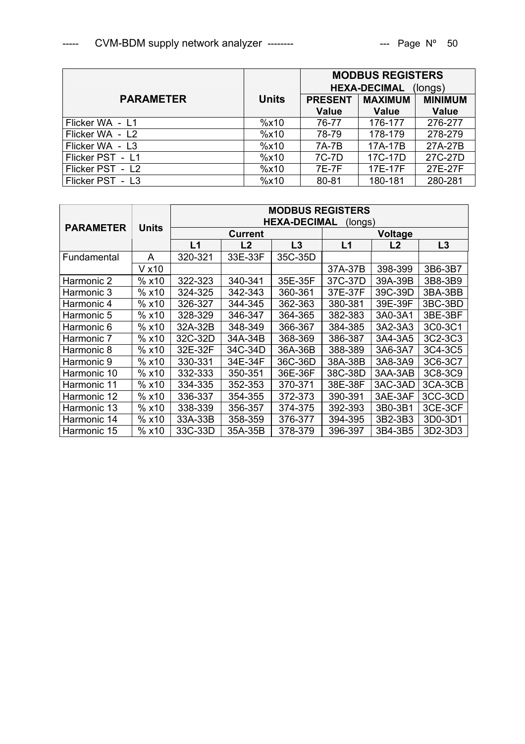| PARAMETER | Units | MODBUS REGISTERS HEXA-DECIMAL (longs) | | |
|---|---|---|---|---|
| | | PRESENT Value | MAXIMUM Value | MINIMUM Value |
| Flicker WA - L1 | %x10 | 76-77 | 176-177 | 276-277 |
| Flicker WA - L2 | %x10 | 78-79 | 178-179 | 278-279 |
| Flicker WA - L3 | %x10 | 7A-7B | 17A-17B | 27A-27B |
| Flicker PST - L1 | %x10 | 7C-7D | 17C-17D | 27C-27D |
| Flicker PST - L2 | %x10 | 7E-7F | 17E-17F | 27E-27F |
| Flicker PST - L3 | %x10 | 80-81 | 180-181 | 280-281 |

| PARAMETER | Units | MODBUS REGISTERS HEXA-DECIMAL (longs) | | | | | |
|---|---|---|---|---|---|---|---|
| | | Current | | | Voltage | | |
| | | L1 | L2 | L3 | L1 | L2 | L3 |
| Fundamental | A | 320-321 | 33E-33F | 35C-35D | | | |
| | V x10 | | | | 37A-37B | 398-399 | 3B6-3B7 |
| Harmonic 2 | % x10 | 322-323 | 340-341 | 35E-35F | 37C-37D | 39A-39B | 3B8-3B9 |
| Harmonic 3 | % x10 | 324-325 | 342-343 | 360-361 | 37E-37F | 39C-39D | 3BA-3BB |
| Harmonic 4 | % x10 | 326-327 | 344-345 | 362-363 | 380-381 | 39E-39F | 3BC-3BD |
| Harmonic 5 | % x10 | 328-329 | 346-347 | 364-365 | 382-383 | 3A0-3A1 | 3BE-3BF |
| Harmonic 6 | % x10 | 32A-32B | 348-349 | 366-367 | 384-385 | 3A2-3A3 | 3C0-3C1 |
| Harmonic 7 | % x10 | 32C-32D | 34A-34B | 368-369 | 386-387 | 3A4-3A5 | 3C2-3C3 |
| Harmonic 8 | % x10 | 32E-32F | 34C-34D | 36A-36B | 388-389 | 3A6-3A7 | 3C4-3C5 |
| Harmonic 9 | % x10 | 330-331 | 34E-34F | 36C-36D | 38A-38B | 3A8-3A9 | 3C6-3C7 |
| Harmonic 10 | % x10 | 332-333 | 350-351 | 36E-36F | 38C-38D | 3AA-3AB | 3C8-3C9 |
| Harmonic 11 | % x10 | 334-335 | 352-353 | 370-371 | 38E-38F | 3AC-3AD | 3CA-3CB |
| Harmonic 12 | % x10 | 336-337 | 354-355 | 372-373 | 390-391 | 3AE-3AF | 3CC-3CD |
| Harmonic 13 | % x10 | 338-339 | 356-357 | 374-375 | 392-393 | 3B0-3B1 | 3CE-3CF |
| Harmonic 14 | % x10 | 33A-33B | 358-359 | 376-377 | 394-395 | 3B2-3B3 | 3D0-3D1 |
| Harmonic 15 | % x10 | 33C-33D | 35A-35B | 378-379 | 396-397 | 3B4-3B5 | 3D2-3D3 |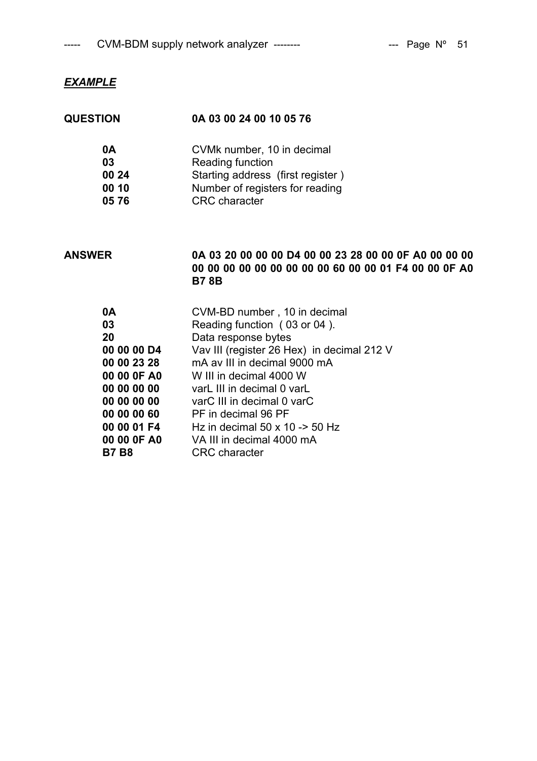***EXAMPLE***

**QUESTION** **0A 03 00 24 00 10 05 76**

| | |
|---|---|
| **0A** | CVMk number, 10 in decimal |
| **03** | Reading function |
| **00 24** | Starting address (first register ) |
| **00 10** | Number of registers for reading |
| **05 76** | CRC character |

**ANSWER** **0A 03 20 00 00 00 D4 00 00 23 28 00 00 0F A0 00 00 00 00 00 00 00 00 00 00 00 60 00 00 01 F4 00 00 0F A0 B7 8B**

| | |
|---|---|
| **0A** | CVM-BD number , 10 in decimal |
| **03** | Reading function ( 03 or 04 ). |
| **20** | Data response bytes |
| **00 00 00 D4** | Vav III (register 26 Hex) in decimal 212 V |
| **00 00 23 28** | mA av III in decimal 9000 mA |
| **00 00 0F A0** | W III in decimal 4000 W |
| **00 00 00 00** | varL III in decimal 0 varL |
| **00 00 00 00** | varC III in decimal 0 varC |
| **00 00 00 60** | PF in decimal 96 PF |
| **00 00 01 F4** | Hz in decimal 50 x 10 -> 50 Hz |
| **00 00 0F A0** | VA III in decimal 4000 mA |
| **B7 B8** | CRC character |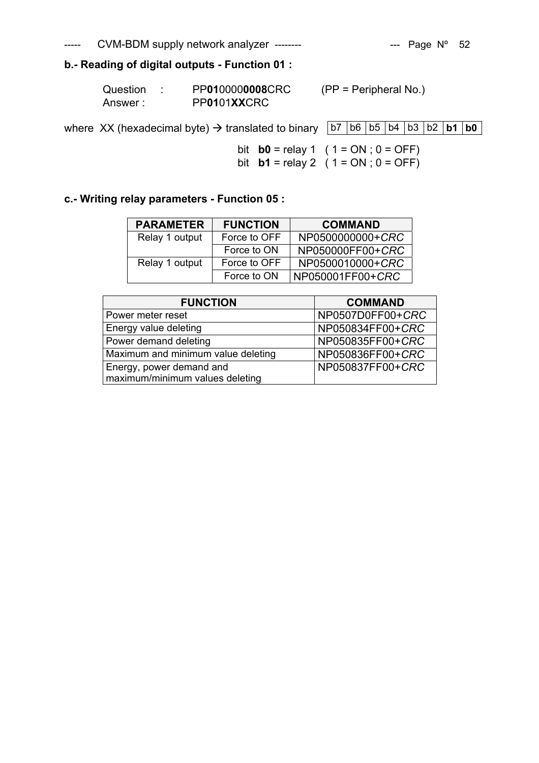## b.- Reading of digital outputs - Function 01 :

Question : PP**01**0000**0008**CRC (PP = Peripheral No.)
Answer : PP**01**01**XX**CRC

where XX (hexadecimal byte) → translated to binary

| b7 | b6 | b5 | b4 | b3 | b2 | **b1** | **b0** |
|---|---|---|---|---|---|---|---|

bit **b0** = relay 1 ( 1 = ON ; 0 = OFF)
bit **b1** = relay 2 ( 1 = ON ; 0 = OFF)

## c.- Writing relay parameters - Function 05 :

| PARAMETER | FUNCTION | COMMAND |
|---|---|---|
| Relay 1 output | Force to OFF | NP0500000000+*CRC* |
| | Force to ON | NP050000FF00+*CRC* |
| Relay 1 output | Force to OFF | NP0500010000+*CRC* |
| | Force to ON | NP050001FF00+*CRC* |

| FUNCTION | COMMAND |
|---|---|
| Power meter reset | NP0507D0FF00+*CRC* |
| Energy value deleting | NP050834FF00+*CRC* |
| Power demand deleting | NP050835FF00+*CRC* |
| Maximum and minimum value deleting | NP050836FF00+*CRC* |
| Energy, power demand and maximum/minimum values deleting | NP050837FF00+*CRC* |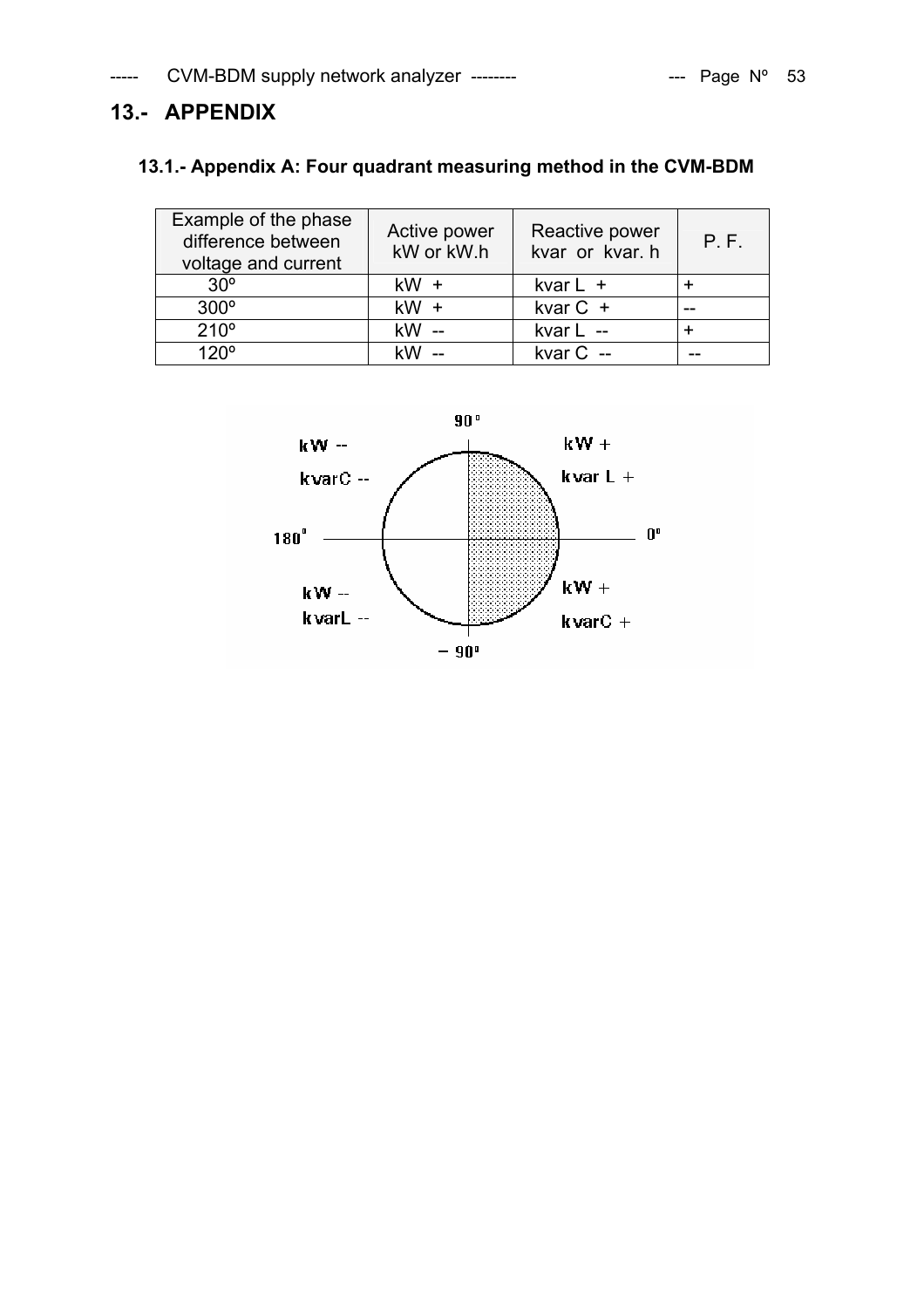# 13.- APPENDIX

## 13.1.- Appendix A: Four quadrant measuring method in the CVM-BDM

| Example of the phase difference between voltage and current | Active power kW or kW.h | Reactive power kvar or kvar. h | P. F. |
|---|---|---|---|
| 30º | kW + | kvar L + | + |
| 300º | kW + | kvar C + | -- |
| 210º | kW -- | kvar L -- | + |
| 120º | kW -- | kvar C -- | -- |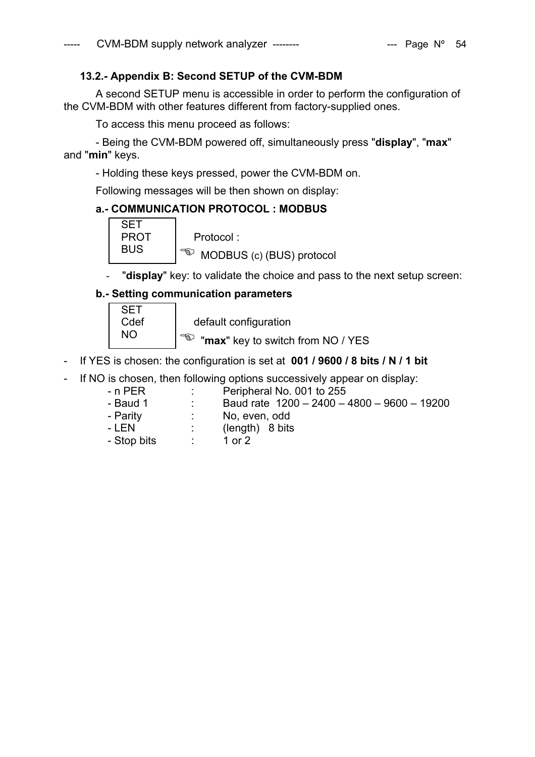### 13.2.- Appendix B: Second SETUP of the CVM-BDM

A second SETUP menu is accessible in order to perform the configuration of the CVM-BDM with other features different from factory-supplied ones.

To access this menu proceed as follows:

- Being the CVM-BDM powered off, simultaneously press "**display**", "**max**" and "**min**" keys.

- Holding these keys pressed, power the CVM-BDM on.

Following messages will be then shown on display:

**a.- COMMUNICATION PROTOCOL : MODBUS**

```
SET
PROT
BUS
```

Protocol :

☜ MODBUS (c) (BUS) protocol

- "**display**" key: to validate the choice and pass to the next setup screen:

**b.- Setting communication parameters**

```
SET
Cdef
NO
```

default configuration

☜ "**max**" key to switch from NO / YES

- If YES is chosen: the configuration is set at **001 / 9600 / 8 bits / N / 1 bit**
- If NO is chosen, then following options successively appear on display:

| | | |
|---|---|---|
| - n PER | : | Peripheral No. 001 to 255 |
| - Baud 1 | : | Baud rate 1200 – 2400 – 4800 – 9600 – 19200 |
| - Parity | : | No, even, odd |
| - LEN | : | (length) 8 bits |
| - Stop bits | : | 1 or 2 |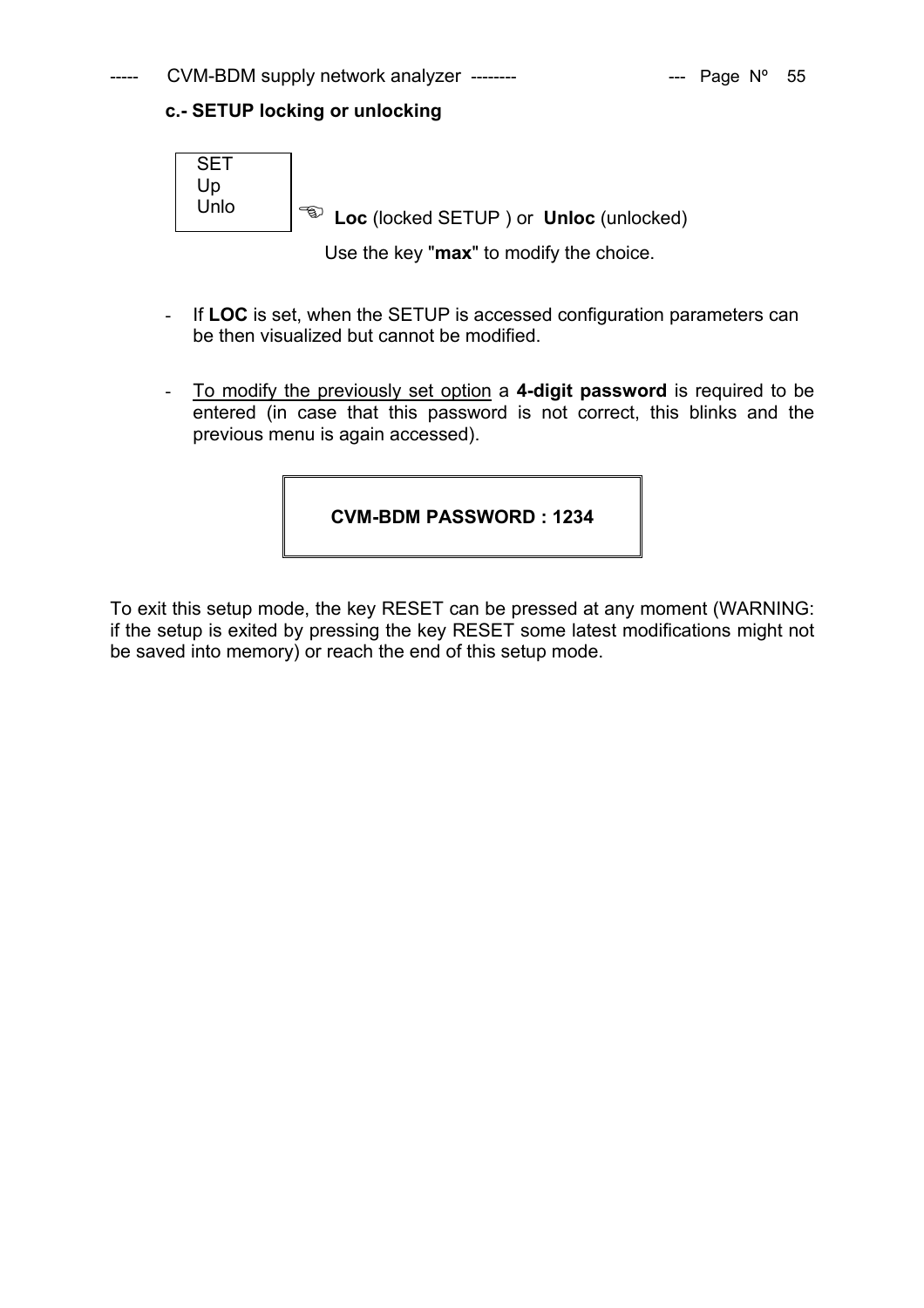**c.- SETUP locking or unlocking**

```
SET
Up
Unlo
```

☜ **Loc** (locked SETUP ) or **Unloc** (unlocked)

Use the key "**max**" to modify the choice.

- If **LOC** is set, when the SETUP is accessed configuration parameters can be then visualized but cannot be modified.

- To modify the previously set option a **4-digit password** is required to be entered (in case that this password is not correct, this blinks and the previous menu is again accessed).

| **CVM-BDM PASSWORD : 1234** |
|---|

To exit this setup mode, the key RESET can be pressed at any moment (WARNING: if the setup is exited by pressing the key RESET some latest modifications might not be saved into memory) or reach the end of this setup mode.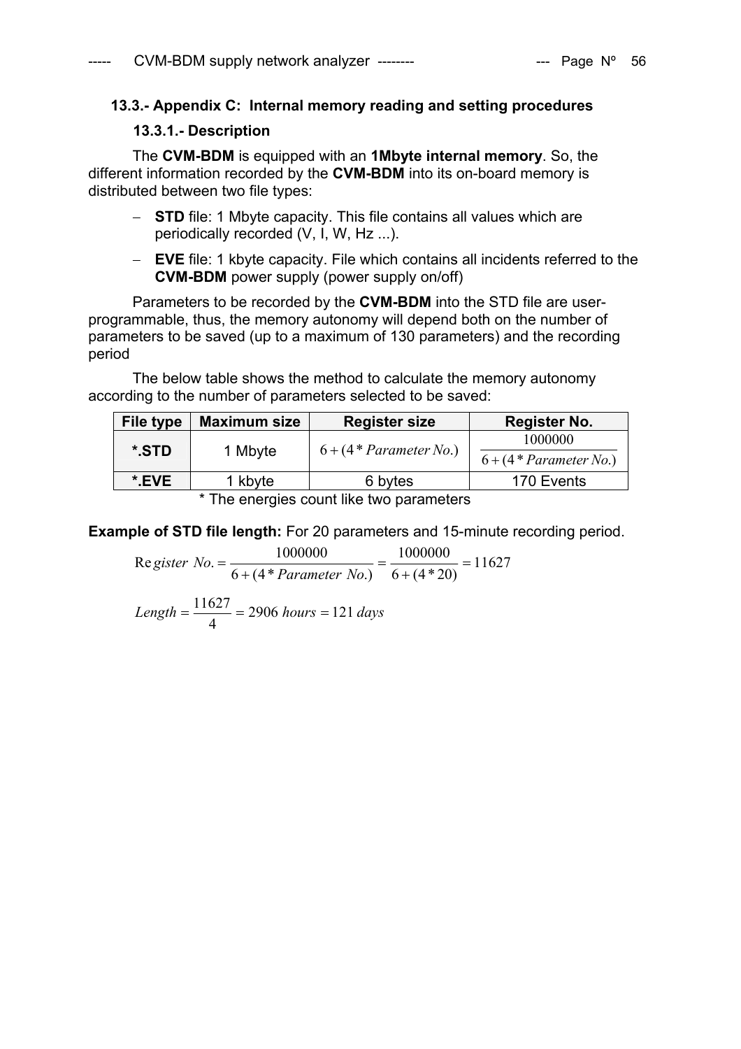### 13.3.- Appendix C: Internal memory reading and setting procedures

#### 13.3.1.- Description

The **CVM-BDM** is equipped with an **1Mbyte internal memory**. So, the different information recorded by the **CVM-BDM** into its on-board memory is distributed between two file types:

- **STD** file: 1 Mbyte capacity. This file contains all values which are periodically recorded (V, I, W, Hz ...).
- **EVE** file: 1 kbyte capacity. File which contains all incidents referred to the **CVM-BDM** power supply (power supply on/off)

Parameters to be recorded by the **CVM-BDM** into the STD file are user-programmable, thus, the memory autonomy will depend both on the number of parameters to be saved (up to a maximum of 130 parameters) and the recording period

The below table shows the method to calculate the memory autonomy according to the number of parameters selected to be saved:

| File type | Maximum size | Register size | Register No. |
|---|---|---|---|
| ***.STD** | 1 Mbyte | $6+(4*Parameter\ No.)$ | $\frac{1000000}{6+(4*Parameter\ No.)}$ |
| ***.EVE** | 1 kbyte | 6 bytes | 170 Events |

\* The energies count like two parameters

**Example of STD file length:** For 20 parameters and 15-minute recording period.

$$Register\ No. = \frac{1000000}{6+(4*Parameter\ No.)} = \frac{1000000}{6+(4*20)} = 11627$$

$$Length = \frac{11627}{4} = 2906\ hours = 121\ days$$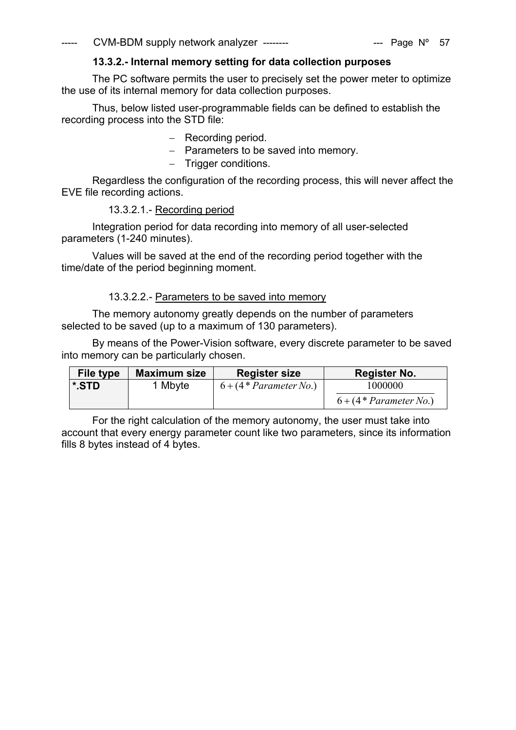### 13.3.2.- Internal memory setting for data collection purposes

The PC software permits the user to precisely set the power meter to optimize the use of its internal memory for data collection purposes.

Thus, below listed user-programmable fields can be defined to establish the recording process into the STD file:

- Recording period.
- Parameters to be saved into memory.
- Trigger conditions.

Regardless the configuration of the recording process, this will never affect the EVE file recording actions.

#### 13.3.2.1.- Recording period

Integration period for data recording into memory of all user-selected parameters (1-240 minutes).

Values will be saved at the end of the recording period together with the time/date of the period beginning moment.

#### 13.3.2.2.- Parameters to be saved into memory

The memory autonomy greatly depends on the number of parameters selected to be saved (up to a maximum of 130 parameters).

By means of the Power-Vision software, every discrete parameter to be saved into memory can be particularly chosen.

| File type | Maximum size | Register size | Register No. |
|---|---|---|---|
| **\*.STD** | 1 Mbyte | $6+(4*Parameter\ No.)$ | $\frac{1000000}{6+(4*Parameter\ No.)}$ |

For the right calculation of the memory autonomy, the user must take into account that every energy parameter count like two parameters, since its information fills 8 bytes instead of 4 bytes.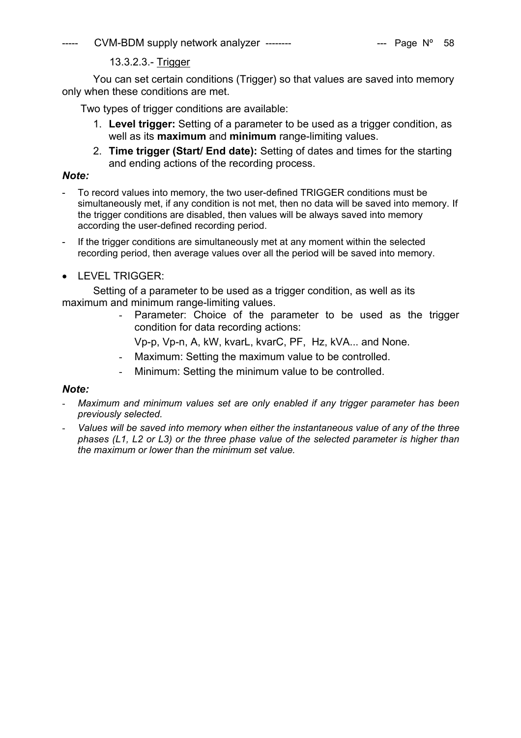#### 13.3.2.3.- Trigger

You can set certain conditions (Trigger) so that values are saved into memory only when these conditions are met.

Two types of trigger conditions are available:

1. **Level trigger:** Setting of a parameter to be used as a trigger condition, as well as its **maximum** and **minimum** range-limiting values.
2. **Time trigger (Start/ End date):** Setting of dates and times for the starting and ending actions of the recording process.

***Note:***

- To record values into memory, the two user-defined TRIGGER conditions must be simultaneously met, if any condition is not met, then no data will be saved into memory. If the trigger conditions are disabled, then values will be always saved into memory according the user-defined recording period.
- If the trigger conditions are simultaneously met at any moment within the selected recording period, then average values over all the period will be saved into memory.

- LEVEL TRIGGER:

Setting of a parameter to be used as a trigger condition, as well as its maximum and minimum range-limiting values.

- Parameter: Choice of the parameter to be used as the trigger condition for data recording actions:

  Vp-p, Vp-n, A, kW, kvarL, kvarC, PF, Hz, kVA... and None.
- Maximum: Setting the maximum value to be controlled.
- Minimum: Setting the minimum value to be controlled.

***Note:***

- *Maximum and minimum values set are only enabled if any trigger parameter has been previously selected.*
- *Values will be saved into memory when either the instantaneous value of any of the three phases (L1, L2 or L3) or the three phase value of the selected parameter is higher than the maximum or lower than the minimum set value.*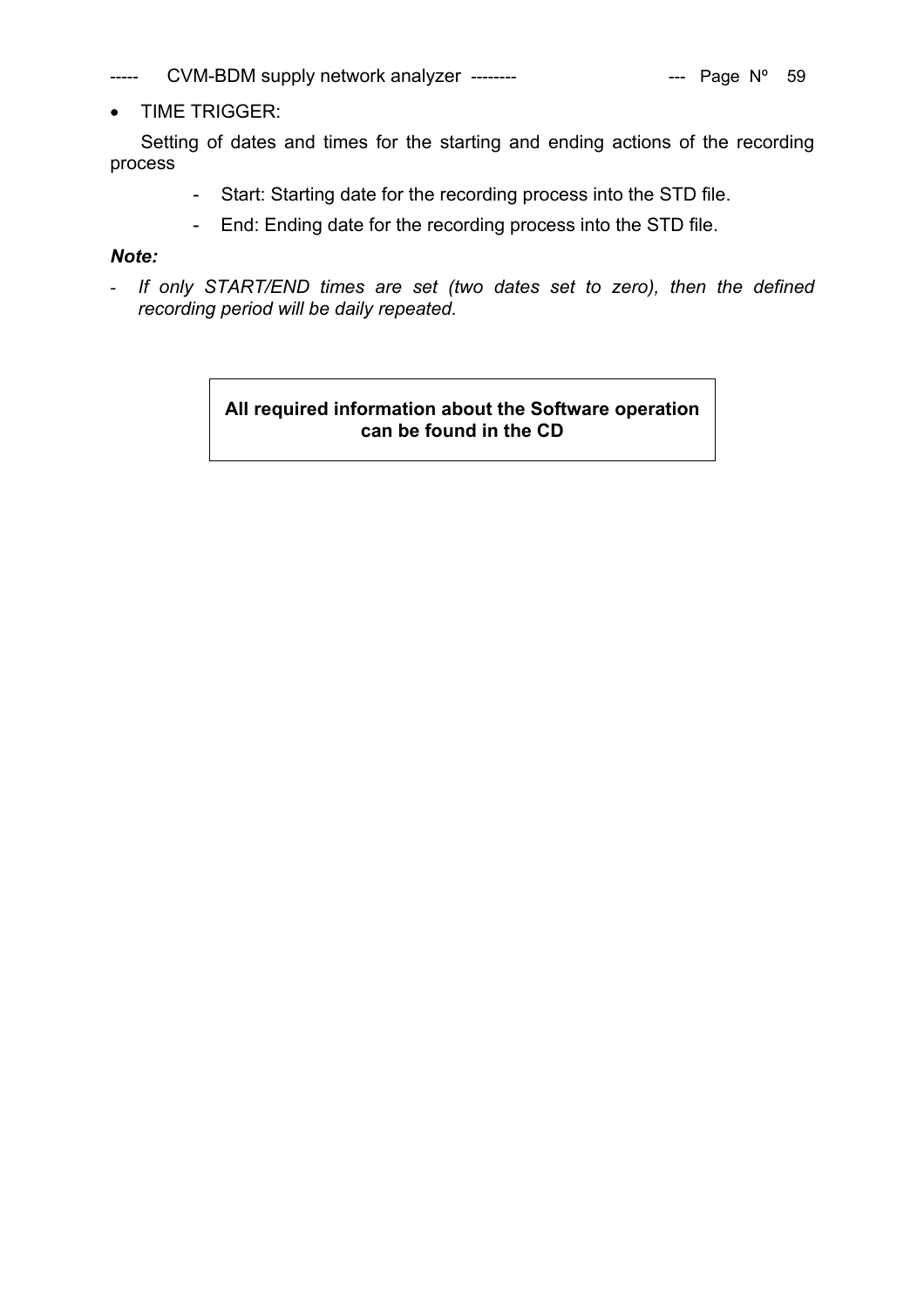- TIME TRIGGER:

Setting of dates and times for the starting and ending actions of the recording process

  - Start: Starting date for the recording process into the STD file.
  - End: Ending date for the recording process into the STD file.

***Note:***

- *If only START/END times are set (two dates set to zero), then the defined recording period will be daily repeated.*

**All required information about the Software operation can be found in the CD**